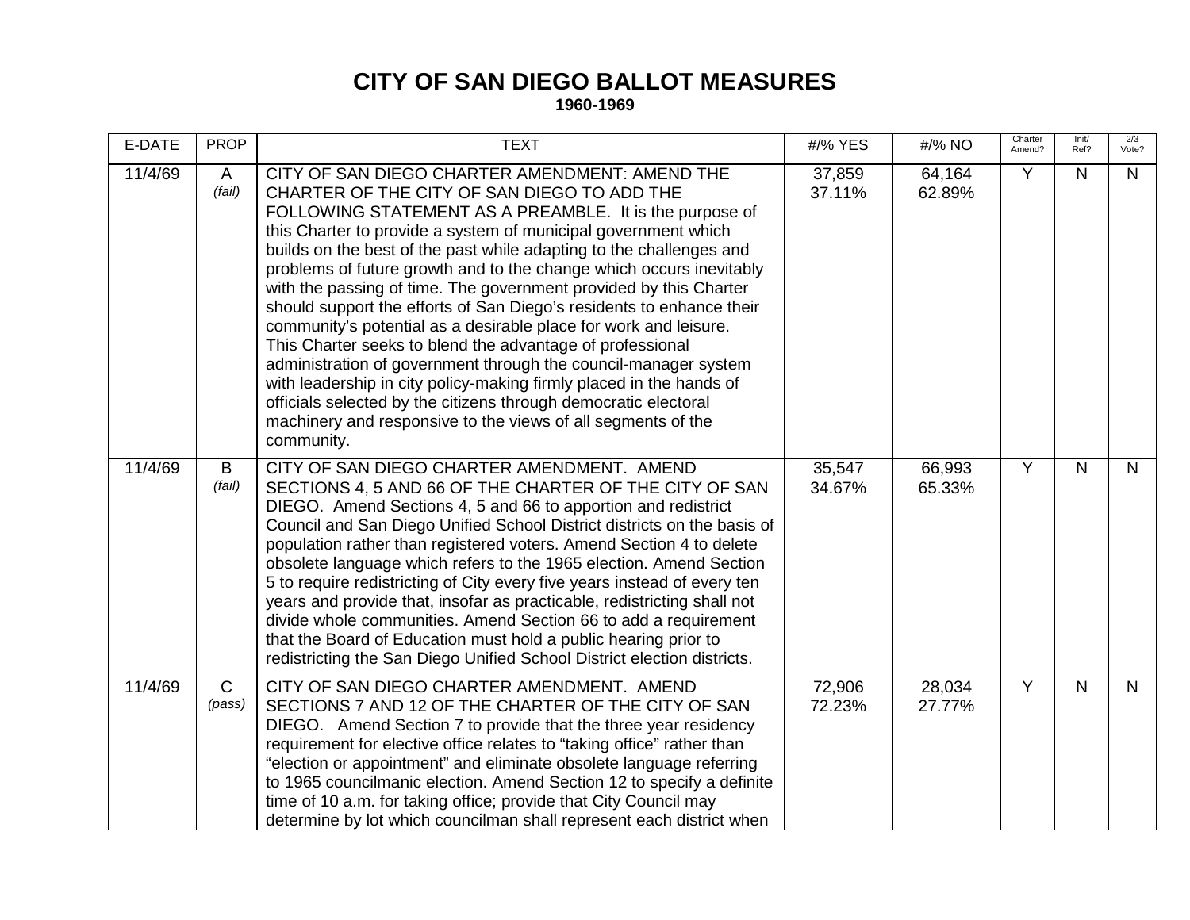# CITY OF SAN DIEGO BALLOT MEASURES

**1960-1969**

| E-DATE | PROP | TEXT | #/% YES | #/% NO | Charter Amend? | Init/ Ref? | 2/3 Vote? |
|---|---|---|---|---|---|---|---|
| 11/4/69 | A *(fail)* | CITY OF SAN DIEGO CHARTER AMENDMENT: AMEND THE CHARTER OF THE CITY OF SAN DIEGO TO ADD THE FOLLOWING STATEMENT AS A PREAMBLE. It is the purpose of this Charter to provide a system of municipal government which builds on the best of the past while adapting to the challenges and problems of future growth and to the change which occurs inevitably with the passing of time. The government provided by this Charter should support the efforts of San Diego's residents to enhance their community's potential as a desirable place for work and leisure. This Charter seeks to blend the advantage of professional administration of government through the council-manager system with leadership in city policy-making firmly placed in the hands of officials selected by the citizens through democratic electoral machinery and responsive to the views of all segments of the community. | 37,859 37.11% | 64,164 62.89% | Y | N | N |
| 11/4/69 | B *(fail)* | CITY OF SAN DIEGO CHARTER AMENDMENT. AMEND SECTIONS 4, 5 AND 66 OF THE CHARTER OF THE CITY OF SAN DIEGO. Amend Sections 4, 5 and 66 to apportion and redistrict Council and San Diego Unified School District districts on the basis of population rather than registered voters. Amend Section 4 to delete obsolete language which refers to the 1965 election. Amend Section 5 to require redistricting of City every five years instead of every ten years and provide that, insofar as practicable, redistricting shall not divide whole communities. Amend Section 66 to add a requirement that the Board of Education must hold a public hearing prior to redistricting the San Diego Unified School District election districts. | 35,547 34.67% | 66,993 65.33% | Y | N | N |
| 11/4/69 | C *(pass)* | CITY OF SAN DIEGO CHARTER AMENDMENT. AMEND SECTIONS 7 AND 12 OF THE CHARTER OF THE CITY OF SAN DIEGO. Amend Section 7 to provide that the three year residency requirement for elective office relates to "taking office" rather than "election or appointment" and eliminate obsolete language referring to 1965 councilmanic election. Amend Section 12 to specify a definite time of 10 a.m. for taking office; provide that City Council may determine by lot which councilman shall represent each district when | 72,906 72.23% | 28,034 27.77% | Y | N | N |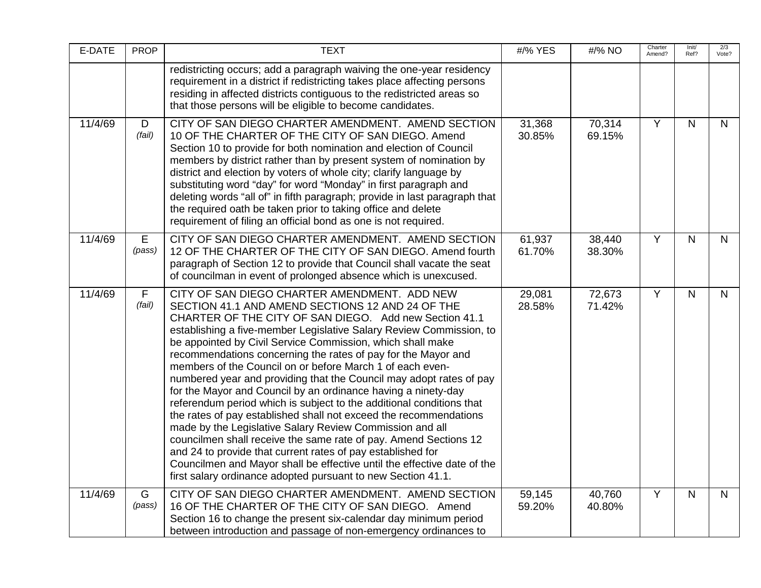| E-DATE | PROP | TEXT | #/% YES | #/% NO | Charter Amend? | Init/ Ref? | 2/3 Vote? |
|---|---|---|---|---|---|---|---|
| | | redistricting occurs; add a paragraph waiving the one-year residency requirement in a district if redistricting takes place affecting persons residing in affected districts contiguous to the redistricted areas so that those persons will be eligible to become candidates. | | | | | |
| 11/4/69 | D *(fail)* | CITY OF SAN DIEGO CHARTER AMENDMENT. AMEND SECTION 10 OF THE CHARTER OF THE CITY OF SAN DIEGO. Amend Section 10 to provide for both nomination and election of Council members by district rather than by present system of nomination by district and election by voters of whole city; clarify language by substituting word "day" for word "Monday" in first paragraph and deleting words "all of" in fifth paragraph; provide in last paragraph that the required oath be taken prior to taking office and delete requirement of filing an official bond as one is not required. | 31,368 30.85% | 70,314 69.15% | Y | N | N |
| 11/4/69 | E *(pass)* | CITY OF SAN DIEGO CHARTER AMENDMENT. AMEND SECTION 12 OF THE CHARTER OF THE CITY OF SAN DIEGO. Amend fourth paragraph of Section 12 to provide that Council shall vacate the seat of councilman in event of prolonged absence which is unexcused. | 61,937 61.70% | 38,440 38.30% | Y | N | N |
| 11/4/69 | F *(fail)* | CITY OF SAN DIEGO CHARTER AMENDMENT. ADD NEW SECTION 41.1 AND AMEND SECTIONS 12 AND 24 OF THE CHARTER OF THE CITY OF SAN DIEGO. Add new Section 41.1 establishing a five-member Legislative Salary Review Commission, to be appointed by Civil Service Commission, which shall make recommendations concerning the rates of pay for the Mayor and members of the Council on or before March 1 of each even-numbered year and providing that the Council may adopt rates of pay for the Mayor and Council by an ordinance having a ninety-day referendum period which is subject to the additional conditions that the rates of pay established shall not exceed the recommendations made by the Legislative Salary Review Commission and all councilmen shall receive the same rate of pay. Amend Sections 12 and 24 to provide that current rates of pay established for Councilmen and Mayor shall be effective until the effective date of the first salary ordinance adopted pursuant to new Section 41.1. | 29,081 28.58% | 72,673 71.42% | Y | N | N |
| 11/4/69 | G *(pass)* | CITY OF SAN DIEGO CHARTER AMENDMENT. AMEND SECTION 16 OF THE CHARTER OF THE CITY OF SAN DIEGO. Amend Section 16 to change the present six-calendar day minimum period between introduction and passage of non-emergency ordinances to | 59,145 59.20% | 40,760 40.80% | Y | N | N |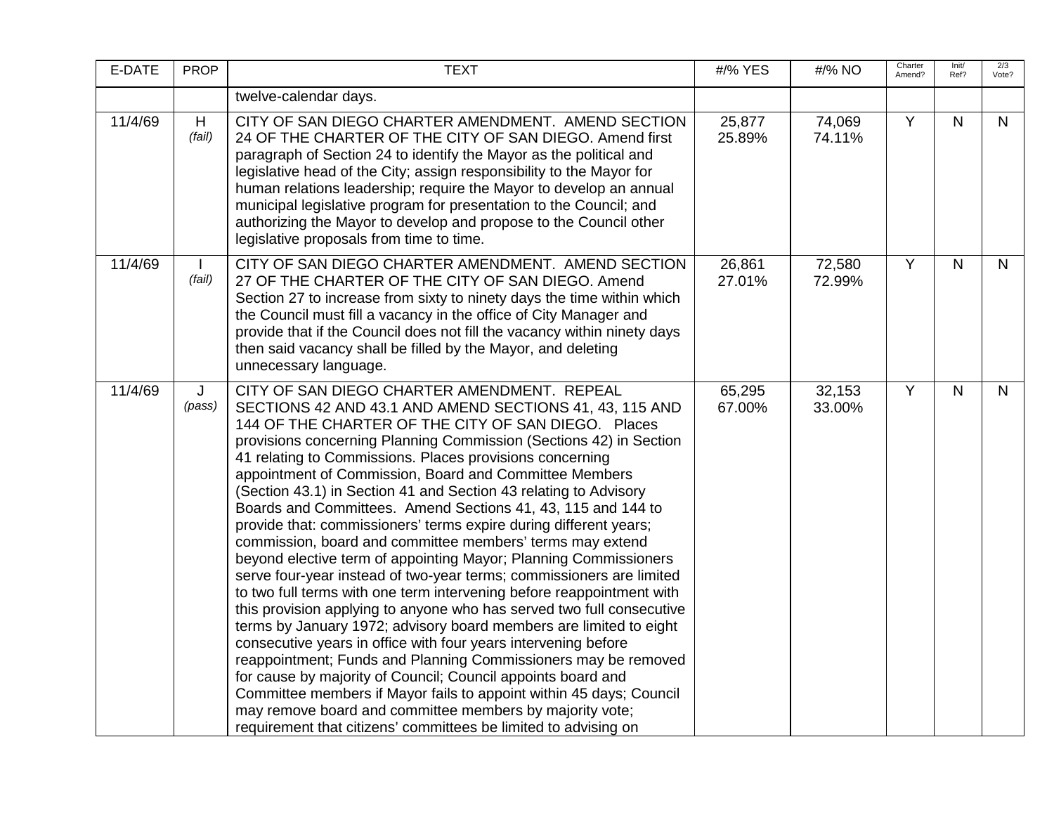| E-DATE | PROP | TEXT | #/% YES | #/% NO | Charter Amend? | Init/ Ref? | 2/3 Vote? |
|---|---|---|---|---|---|---|---|
| | | twelve-calendar days. | | | | | |
| 11/4/69 | H *(fail)* | CITY OF SAN DIEGO CHARTER AMENDMENT. AMEND SECTION 24 OF THE CHARTER OF THE CITY OF SAN DIEGO. Amend first paragraph of Section 24 to identify the Mayor as the political and legislative head of the City; assign responsibility to the Mayor for human relations leadership; require the Mayor to develop an annual municipal legislative program for presentation to the Council; and authorizing the Mayor to develop and propose to the Council other legislative proposals from time to time. | 25,877 25.89% | 74,069 74.11% | Y | N | N |
| 11/4/69 | I *(fail)* | CITY OF SAN DIEGO CHARTER AMENDMENT. AMEND SECTION 27 OF THE CHARTER OF THE CITY OF SAN DIEGO. Amend Section 27 to increase from sixty to ninety days the time within which the Council must fill a vacancy in the office of City Manager and provide that if the Council does not fill the vacancy within ninety days then said vacancy shall be filled by the Mayor, and deleting unnecessary language. | 26,861 27.01% | 72,580 72.99% | Y | N | N |
| 11/4/69 | J *(pass)* | CITY OF SAN DIEGO CHARTER AMENDMENT. REPEAL SECTIONS 42 AND 43.1 AND AMEND SECTIONS 41, 43, 115 AND 144 OF THE CHARTER OF THE CITY OF SAN DIEGO. Places provisions concerning Planning Commission (Sections 42) in Section 41 relating to Commissions. Places provisions concerning appointment of Commission, Board and Committee Members (Section 43.1) in Section 41 and Section 43 relating to Advisory Boards and Committees. Amend Sections 41, 43, 115 and 144 to provide that: commissioners' terms expire during different years; commission, board and committee members' terms may extend beyond elective term of appointing Mayor; Planning Commissioners serve four-year instead of two-year terms; commissioners are limited to two full terms with one term intervening before reappointment with this provision applying to anyone who has served two full consecutive terms by January 1972; advisory board members are limited to eight consecutive years in office with four years intervening before reappointment; Funds and Planning Commissioners may be removed for cause by majority of Council; Council appoints board and Committee members if Mayor fails to appoint within 45 days; Council may remove board and committee members by majority vote; requirement that citizens' committees be limited to advising on | 65,295 67.00% | 32,153 33.00% | Y | N | N |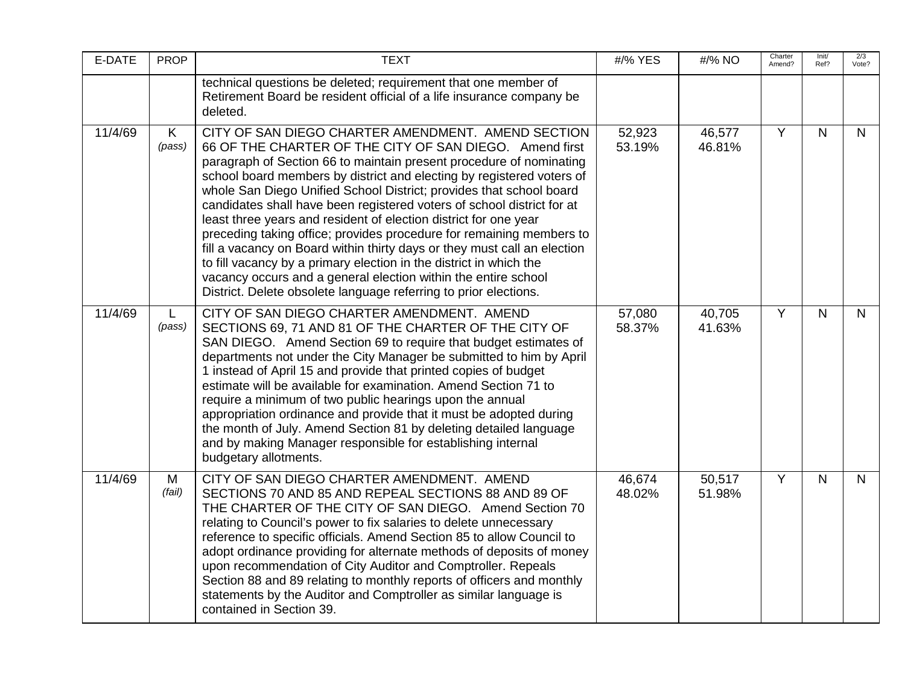| E-DATE | PROP | TEXT | #/% YES | #/% NO | Charter Amend? | Init/ Ref? | 2/3 Vote? |
|---|---|---|---|---|---|---|---|
| | | technical questions be deleted; requirement that one member of Retirement Board be resident official of a life insurance company be deleted. | | | | | |
| 11/4/69 | K *(pass)* | CITY OF SAN DIEGO CHARTER AMENDMENT. AMEND SECTION 66 OF THE CHARTER OF THE CITY OF SAN DIEGO. Amend first paragraph of Section 66 to maintain present procedure of nominating school board members by district and electing by registered voters of whole San Diego Unified School District; provides that school board candidates shall have been registered voters of school district for at least three years and resident of election district for one year preceding taking office; provides procedure for remaining members to fill a vacancy on Board within thirty days or they must call an election to fill vacancy by a primary election in the district in which the vacancy occurs and a general election within the entire school District. Delete obsolete language referring to prior elections. | 52,923 53.19% | 46,577 46.81% | Y | N | N |
| 11/4/69 | L *(pass)* | CITY OF SAN DIEGO CHARTER AMENDMENT. AMEND SECTIONS 69, 71 AND 81 OF THE CHARTER OF THE CITY OF SAN DIEGO. Amend Section 69 to require that budget estimates of departments not under the City Manager be submitted to him by April 1 instead of April 15 and provide that printed copies of budget estimate will be available for examination. Amend Section 71 to require a minimum of two public hearings upon the annual appropriation ordinance and provide that it must be adopted during the month of July. Amend Section 81 by deleting detailed language and by making Manager responsible for establishing internal budgetary allotments. | 57,080 58.37% | 40,705 41.63% | Y | N | N |
| 11/4/69 | M *(fail)* | CITY OF SAN DIEGO CHARTER AMENDMENT. AMEND SECTIONS 70 AND 85 AND REPEAL SECTIONS 88 AND 89 OF THE CHARTER OF THE CITY OF SAN DIEGO. Amend Section 70 relating to Council's power to fix salaries to delete unnecessary reference to specific officials. Amend Section 85 to allow Council to adopt ordinance providing for alternate methods of deposits of money upon recommendation of City Auditor and Comptroller. Repeals Section 88 and 89 relating to monthly reports of officers and monthly statements by the Auditor and Comptroller as similar language is contained in Section 39. | 46,674 48.02% | 50,517 51.98% | Y | N | N |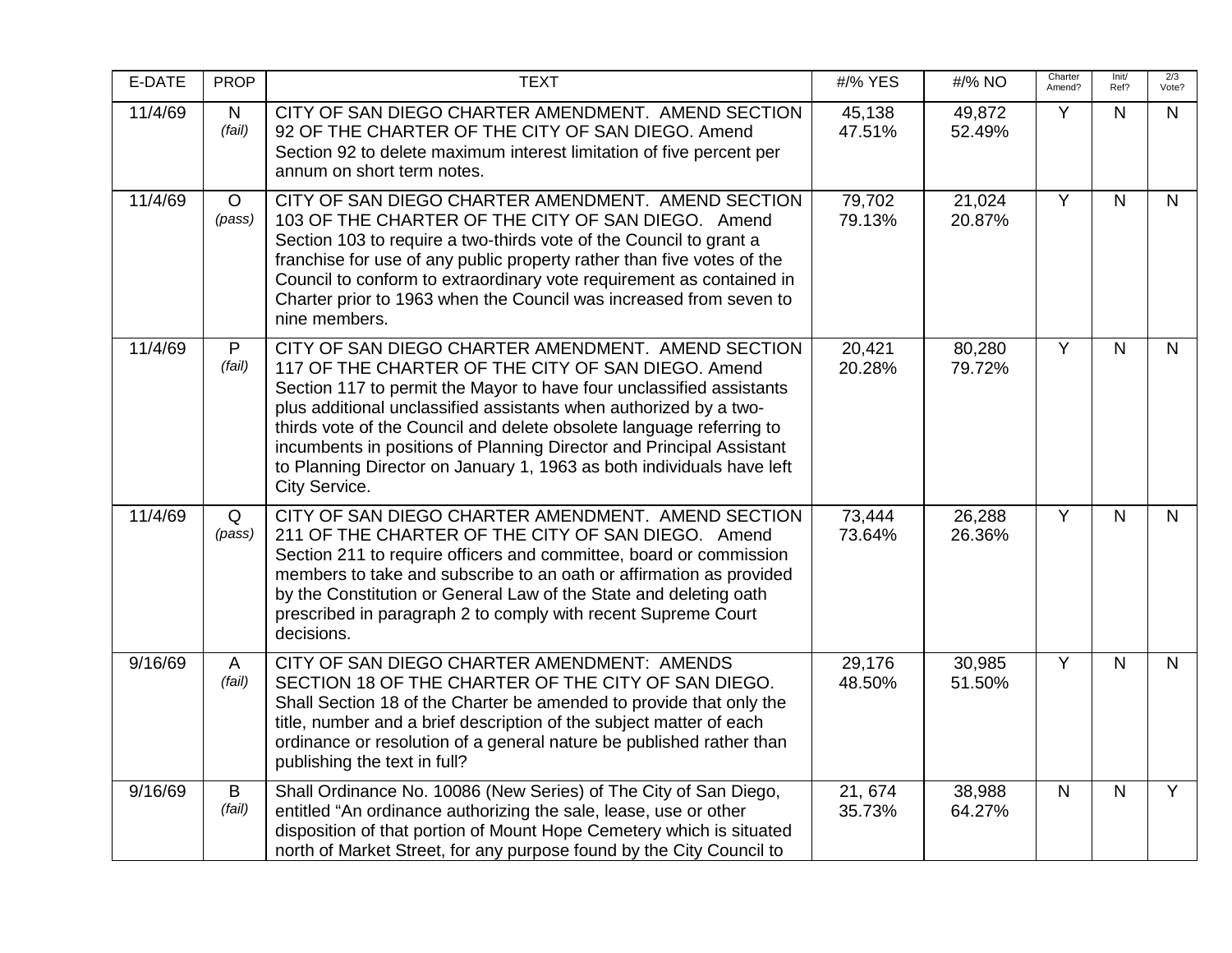| E-DATE | PROP | TEXT | #/% YES | #/% NO | Charter Amend? | Init/ Ref? | 2/3 Vote? |
|---|---|---|---|---|---|---|---|
| 11/4/69 | N *(fail)* | CITY OF SAN DIEGO CHARTER AMENDMENT. AMEND SECTION 92 OF THE CHARTER OF THE CITY OF SAN DIEGO. Amend Section 92 to delete maximum interest limitation of five percent per annum on short term notes. | 45,138 47.51% | 49,872 52.49% | Y | N | N |
| 11/4/69 | O *(pass)* | CITY OF SAN DIEGO CHARTER AMENDMENT. AMEND SECTION 103 OF THE CHARTER OF THE CITY OF SAN DIEGO. Amend Section 103 to require a two-thirds vote of the Council to grant a franchise for use of any public property rather than five votes of the Council to conform to extraordinary vote requirement as contained in Charter prior to 1963 when the Council was increased from seven to nine members. | 79,702 79.13% | 21,024 20.87% | Y | N | N |
| 11/4/69 | P *(fail)* | CITY OF SAN DIEGO CHARTER AMENDMENT. AMEND SECTION 117 OF THE CHARTER OF THE CITY OF SAN DIEGO. Amend Section 117 to permit the Mayor to have four unclassified assistants plus additional unclassified assistants when authorized by a two-thirds vote of the Council and delete obsolete language referring to incumbents in positions of Planning Director and Principal Assistant to Planning Director on January 1, 1963 as both individuals have left City Service. | 20,421 20.28% | 80,280 79.72% | Y | N | N |
| 11/4/69 | Q *(pass)* | CITY OF SAN DIEGO CHARTER AMENDMENT. AMEND SECTION 211 OF THE CHARTER OF THE CITY OF SAN DIEGO. Amend Section 211 to require officers and committee, board or commission members to take and subscribe to an oath or affirmation as provided by the Constitution or General Law of the State and deleting oath prescribed in paragraph 2 to comply with recent Supreme Court decisions. | 73,444 73.64% | 26,288 26.36% | Y | N | N |
| 9/16/69 | A *(fail)* | CITY OF SAN DIEGO CHARTER AMENDMENT: AMENDS SECTION 18 OF THE CHARTER OF THE CITY OF SAN DIEGO. Shall Section 18 of the Charter be amended to provide that only the title, number and a brief description of the subject matter of each ordinance or resolution of a general nature be published rather than publishing the text in full? | 29,176 48.50% | 30,985 51.50% | Y | N | N |
| 9/16/69 | B *(fail)* | Shall Ordinance No. 10086 (New Series) of The City of San Diego, entitled "An ordinance authorizing the sale, lease, use or other disposition of that portion of Mount Hope Cemetery which is situated north of Market Street, for any purpose found by the City Council to | 21, 674 35.73% | 38,988 64.27% | N | N | Y |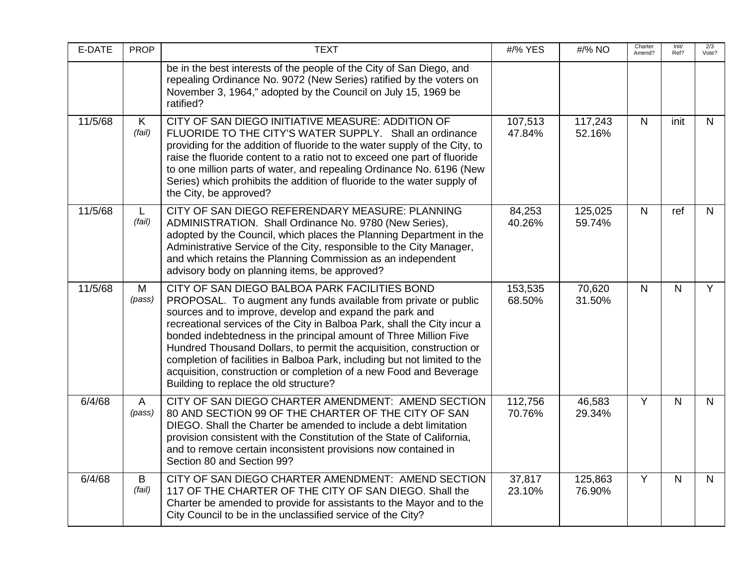| E-DATE | PROP | TEXT | #/% YES | #/% NO | Charter Amend? | Init/ Ref? | 2/3 Vote? |
|---|---|---|---|---|---|---|---|
| | | be in the best interests of the people of the City of San Diego, and repealing Ordinance No. 9072 (New Series) ratified by the voters on November 3, 1964," adopted by the Council on July 15, 1969 be ratified? | | | | | |
| 11/5/68 | K *(fail)* | CITY OF SAN DIEGO INITIATIVE MEASURE: ADDITION OF FLUORIDE TO THE CITY'S WATER SUPPLY. Shall an ordinance providing for the addition of fluoride to the water supply of the City, to raise the fluoride content to a ratio not to exceed one part of fluoride to one million parts of water, and repealing Ordinance No. 6196 (New Series) which prohibits the addition of fluoride to the water supply of the City, be approved? | 107,513 47.84% | 117,243 52.16% | N | init | N |
| 11/5/68 | L *(fail)* | CITY OF SAN DIEGO REFERENDARY MEASURE: PLANNING ADMINISTRATION. Shall Ordinance No. 9780 (New Series), adopted by the Council, which places the Planning Department in the Administrative Service of the City, responsible to the City Manager, and which retains the Planning Commission as an independent advisory body on planning items, be approved? | 84,253 40.26% | 125,025 59.74% | N | ref | N |
| 11/5/68 | M *(pass)* | CITY OF SAN DIEGO BALBOA PARK FACILITIES BOND PROPOSAL. To augment any funds available from private or public sources and to improve, develop and expand the park and recreational services of the City in Balboa Park, shall the City incur a bonded indebtedness in the principal amount of Three Million Five Hundred Thousand Dollars, to permit the acquisition, construction or completion of facilities in Balboa Park, including but not limited to the acquisition, construction or completion of a new Food and Beverage Building to replace the old structure? | 153,535 68.50% | 70,620 31.50% | N | N | Y |
| 6/4/68 | A *(pass)* | CITY OF SAN DIEGO CHARTER AMENDMENT: AMEND SECTION 80 AND SECTION 99 OF THE CHARTER OF THE CITY OF SAN DIEGO. Shall the Charter be amended to include a debt limitation provision consistent with the Constitution of the State of California, and to remove certain inconsistent provisions now contained in Section 80 and Section 99? | 112,756 70.76% | 46,583 29.34% | Y | N | N |
| 6/4/68 | B *(fail)* | CITY OF SAN DIEGO CHARTER AMENDMENT: AMEND SECTION 117 OF THE CHARTER OF THE CITY OF SAN DIEGO. Shall the Charter be amended to provide for assistants to the Mayor and to the City Council to be in the unclassified service of the City? | 37,817 23.10% | 125,863 76.90% | Y | N | N |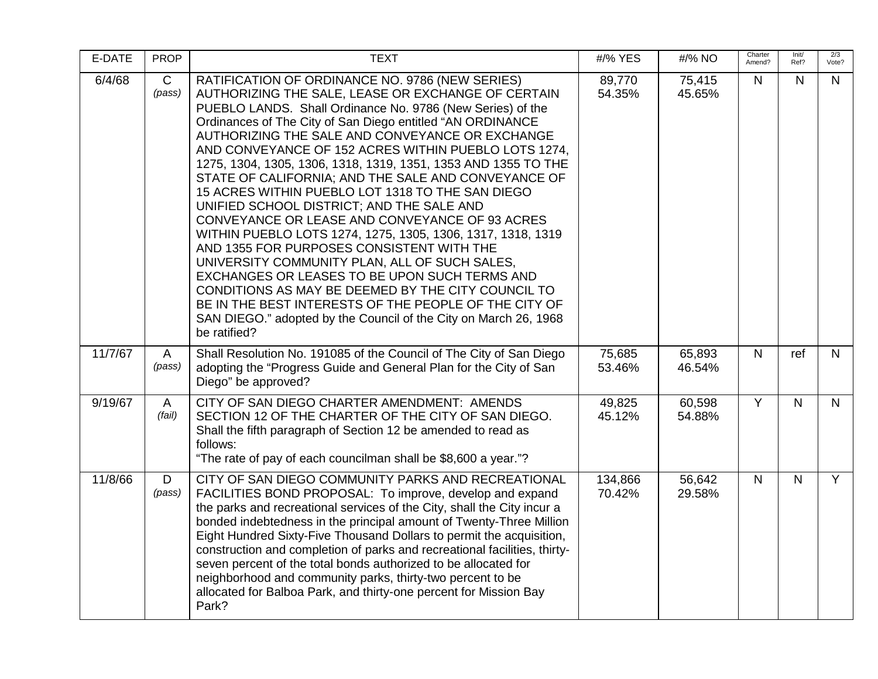| E-DATE | PROP | TEXT | #/% YES | #/% NO | Charter Amend? | Init/ Ref? | 2/3 Vote? |
|---|---|---|---|---|---|---|---|
| 6/4/68 | C *(pass)* | RATIFICATION OF ORDINANCE NO. 9786 (NEW SERIES) AUTHORIZING THE SALE, LEASE OR EXCHANGE OF CERTAIN PUEBLO LANDS. Shall Ordinance No. 9786 (New Series) of the Ordinances of The City of San Diego entitled "AN ORDINANCE AUTHORIZING THE SALE AND CONVEYANCE OR EXCHANGE AND CONVEYANCE OF 152 ACRES WITHIN PUEBLO LOTS 1274, 1275, 1304, 1305, 1306, 1318, 1319, 1351, 1353 AND 1355 TO THE STATE OF CALIFORNIA; AND THE SALE AND CONVEYANCE OF 15 ACRES WITHIN PUEBLO LOT 1318 TO THE SAN DIEGO UNIFIED SCHOOL DISTRICT; AND THE SALE AND CONVEYANCE OR LEASE AND CONVEYANCE OF 93 ACRES WITHIN PUEBLO LOTS 1274, 1275, 1305, 1306, 1317, 1318, 1319 AND 1355 FOR PURPOSES CONSISTENT WITH THE UNIVERSITY COMMUNITY PLAN, ALL OF SUCH SALES, EXCHANGES OR LEASES TO BE UPON SUCH TERMS AND CONDITIONS AS MAY BE DEEMED BY THE CITY COUNCIL TO BE IN THE BEST INTERESTS OF THE PEOPLE OF THE CITY OF SAN DIEGO." adopted by the Council of the City on March 26, 1968 be ratified? | 89,770 54.35% | 75,415 45.65% | N | N | N |
| 11/7/67 | A *(pass)* | Shall Resolution No. 191085 of the Council of The City of San Diego adopting the "Progress Guide and General Plan for the City of San Diego" be approved? | 75,685 53.46% | 65,893 46.54% | N | ref | N |
| 9/19/67 | A *(fail)* | CITY OF SAN DIEGO CHARTER AMENDMENT: AMENDS SECTION 12 OF THE CHARTER OF THE CITY OF SAN DIEGO. Shall the fifth paragraph of Section 12 be amended to read as follows: "The rate of pay of each councilman shall be $8,600 a year."? | 49,825 45.12% | 60,598 54.88% | Y | N | N |
| 11/8/66 | D *(pass)* | CITY OF SAN DIEGO COMMUNITY PARKS AND RECREATIONAL FACILITIES BOND PROPOSAL: To improve, develop and expand the parks and recreational services of the City, shall the City incur a bonded indebtedness in the principal amount of Twenty-Three Million Eight Hundred Sixty-Five Thousand Dollars to permit the acquisition, construction and completion of parks and recreational facilities, thirty-seven percent of the total bonds authorized to be allocated for neighborhood and community parks, thirty-two percent to be allocated for Balboa Park, and thirty-one percent for Mission Bay Park? | 134,866 70.42% | 56,642 29.58% | N | N | Y |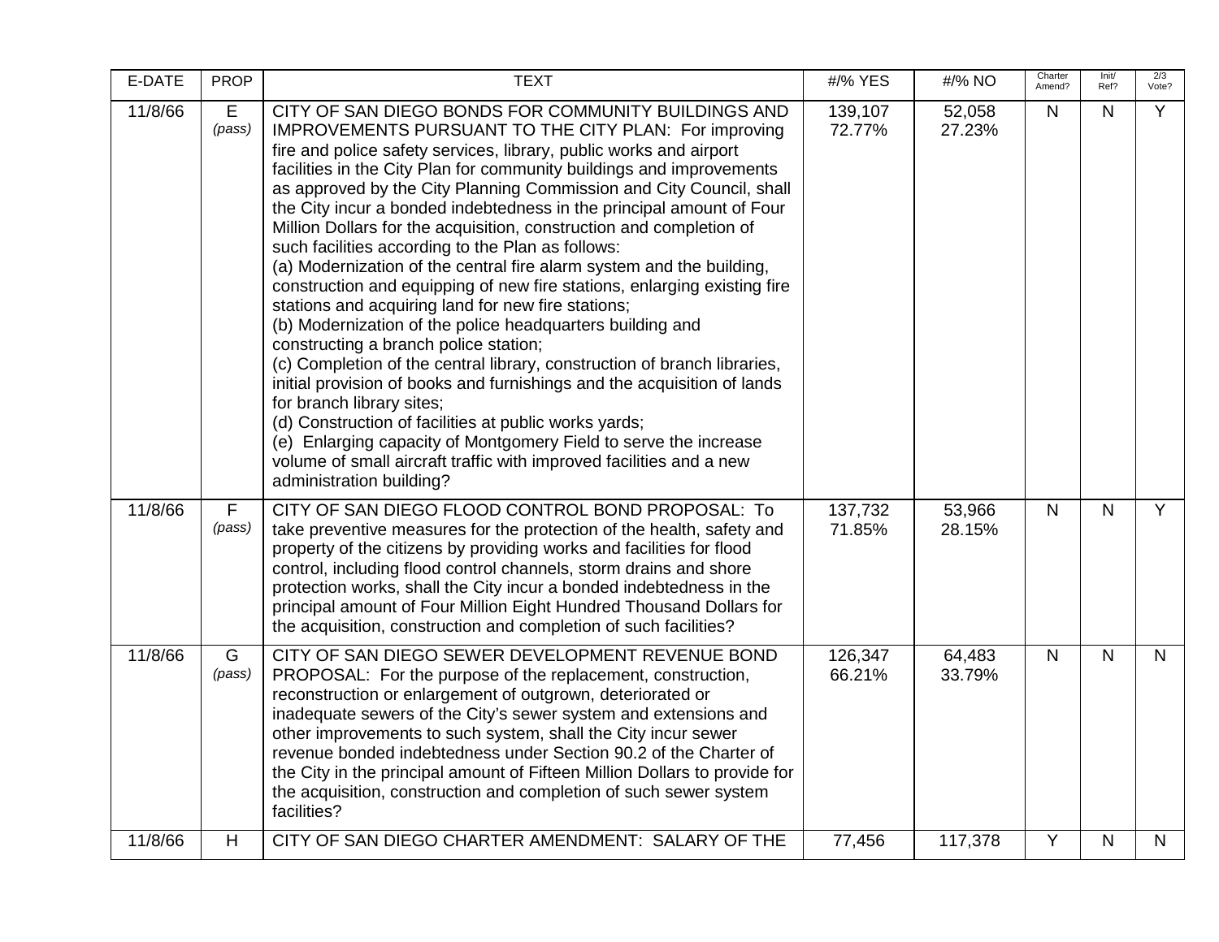| E-DATE | PROP | TEXT | #/% YES | #/% NO | Charter Amend? | Init/ Ref? | 2/3 Vote? |
|---|---|---|---|---|---|---|---|
| 11/8/66 | E *(pass)* | CITY OF SAN DIEGO BONDS FOR COMMUNITY BUILDINGS AND IMPROVEMENTS PURSUANT TO THE CITY PLAN: For improving fire and police safety services, library, public works and airport facilities in the City Plan for community buildings and improvements as approved by the City Planning Commission and City Council, shall the City incur a bonded indebtedness in the principal amount of Four Million Dollars for the acquisition, construction and completion of such facilities according to the Plan as follows: (a) Modernization of the central fire alarm system and the building, construction and equipping of new fire stations, enlarging existing fire stations and acquiring land for new fire stations; (b) Modernization of the police headquarters building and constructing a branch police station; (c) Completion of the central library, construction of branch libraries, initial provision of books and furnishings and the acquisition of lands for branch library sites; (d) Construction of facilities at public works yards; (e) Enlarging capacity of Montgomery Field to serve the increase volume of small aircraft traffic with improved facilities and a new administration building? | 139,107 72.77% | 52,058 27.23% | N | N | Y |
| 11/8/66 | F *(pass)* | CITY OF SAN DIEGO FLOOD CONTROL BOND PROPOSAL: To take preventive measures for the protection of the health, safety and property of the citizens by providing works and facilities for flood control, including flood control channels, storm drains and shore protection works, shall the City incur a bonded indebtedness in the principal amount of Four Million Eight Hundred Thousand Dollars for the acquisition, construction and completion of such facilities? | 137,732 71.85% | 53,966 28.15% | N | N | Y |
| 11/8/66 | G *(pass)* | CITY OF SAN DIEGO SEWER DEVELOPMENT REVENUE BOND PROPOSAL: For the purpose of the replacement, construction, reconstruction or enlargement of outgrown, deteriorated or inadequate sewers of the City's sewer system and extensions and other improvements to such system, shall the City incur sewer revenue bonded indebtedness under Section 90.2 of the Charter of the City in the principal amount of Fifteen Million Dollars to provide for the acquisition, construction and completion of such sewer system facilities? | 126,347 66.21% | 64,483 33.79% | N | N | N |
| 11/8/66 | H | CITY OF SAN DIEGO CHARTER AMENDMENT: SALARY OF THE | 77,456 | 117,378 | Y | N | N |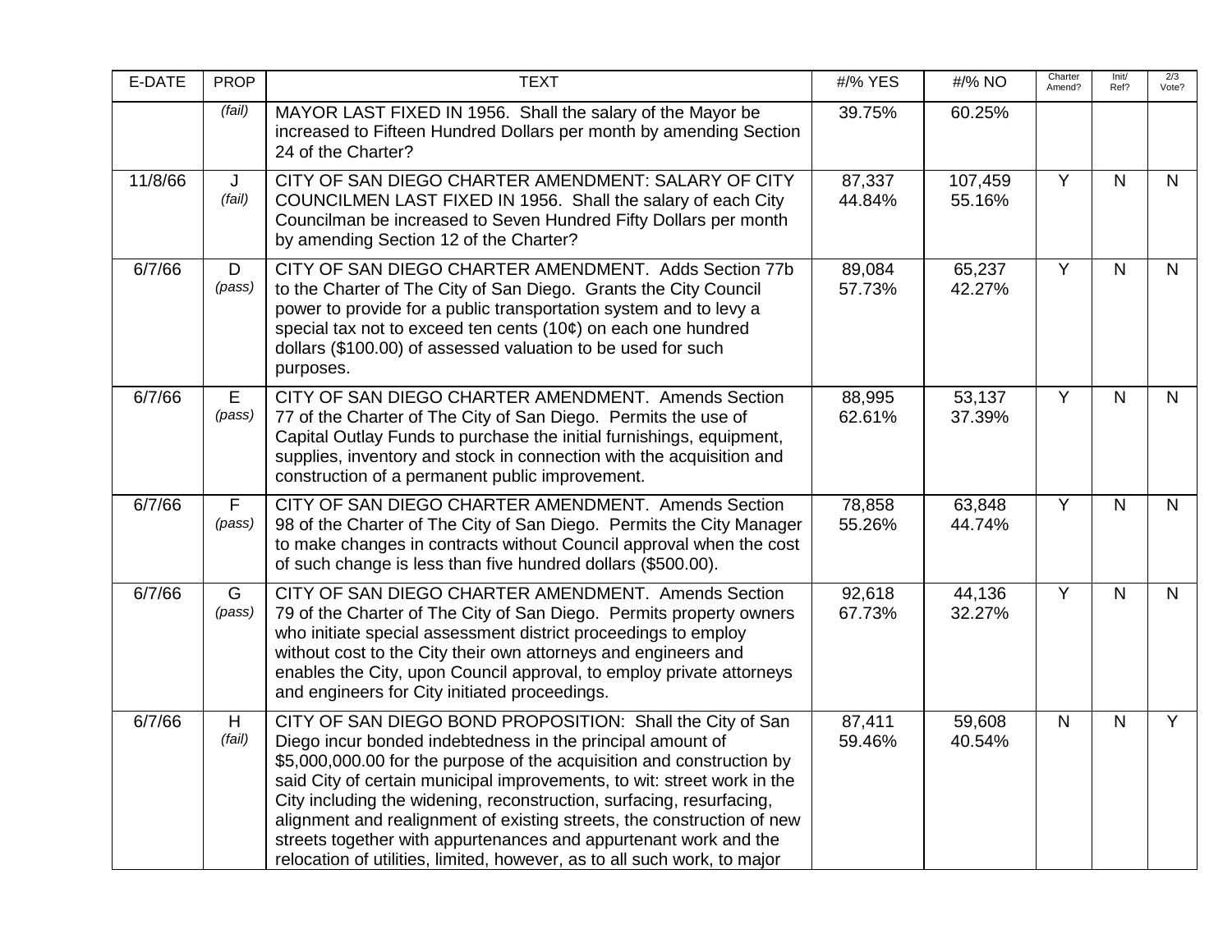| E-DATE | PROP | TEXT | #/% YES | #/% NO | Charter Amend? | Init/ Ref? | 2/3 Vote? |
|---|---|---|---|---|---|---|---|
| | *(fail)* | MAYOR LAST FIXED IN 1956. Shall the salary of the Mayor be increased to Fifteen Hundred Dollars per month by amending Section 24 of the Charter? | 39.75% | 60.25% | | | |
| 11/8/66 | J *(fail)* | CITY OF SAN DIEGO CHARTER AMENDMENT: SALARY OF CITY COUNCILMEN LAST FIXED IN 1956. Shall the salary of each City Councilman be increased to Seven Hundred Fifty Dollars per month by amending Section 12 of the Charter? | 87,337 44.84% | 107,459 55.16% | Y | N | N |
| 6/7/66 | D *(pass)* | CITY OF SAN DIEGO CHARTER AMENDMENT. Adds Section 77b to the Charter of The City of San Diego. Grants the City Council power to provide for a public transportation system and to levy a special tax not to exceed ten cents (10¢) on each one hundred dollars ($100.00) of assessed valuation to be used for such purposes. | 89,084 57.73% | 65,237 42.27% | Y | N | N |
| 6/7/66 | E *(pass)* | CITY OF SAN DIEGO CHARTER AMENDMENT. Amends Section 77 of the Charter of The City of San Diego. Permits the use of Capital Outlay Funds to purchase the initial furnishings, equipment, supplies, inventory and stock in connection with the acquisition and construction of a permanent public improvement. | 88,995 62.61% | 53,137 37.39% | Y | N | N |
| 6/7/66 | F *(pass)* | CITY OF SAN DIEGO CHARTER AMENDMENT. Amends Section 98 of the Charter of The City of San Diego. Permits the City Manager to make changes in contracts without Council approval when the cost of such change is less than five hundred dollars ($500.00). | 78,858 55.26% | 63,848 44.74% | Y | N | N |
| 6/7/66 | G *(pass)* | CITY OF SAN DIEGO CHARTER AMENDMENT. Amends Section 79 of the Charter of The City of San Diego. Permits property owners who initiate special assessment district proceedings to employ without cost to the City their own attorneys and engineers and enables the City, upon Council approval, to employ private attorneys and engineers for City initiated proceedings. | 92,618 67.73% | 44,136 32.27% | Y | N | N |
| 6/7/66 | H *(fail)* | CITY OF SAN DIEGO BOND PROPOSITION: Shall the City of San Diego incur bonded indebtedness in the principal amount of $5,000,000.00 for the purpose of the acquisition and construction by said City of certain municipal improvements, to wit: street work in the City including the widening, reconstruction, surfacing, resurfacing, alignment and realignment of existing streets, the construction of new streets together with appurtenances and appurtenant work and the relocation of utilities, limited, however, as to all such work, to major | 87,411 59.46% | 59,608 40.54% | N | N | Y |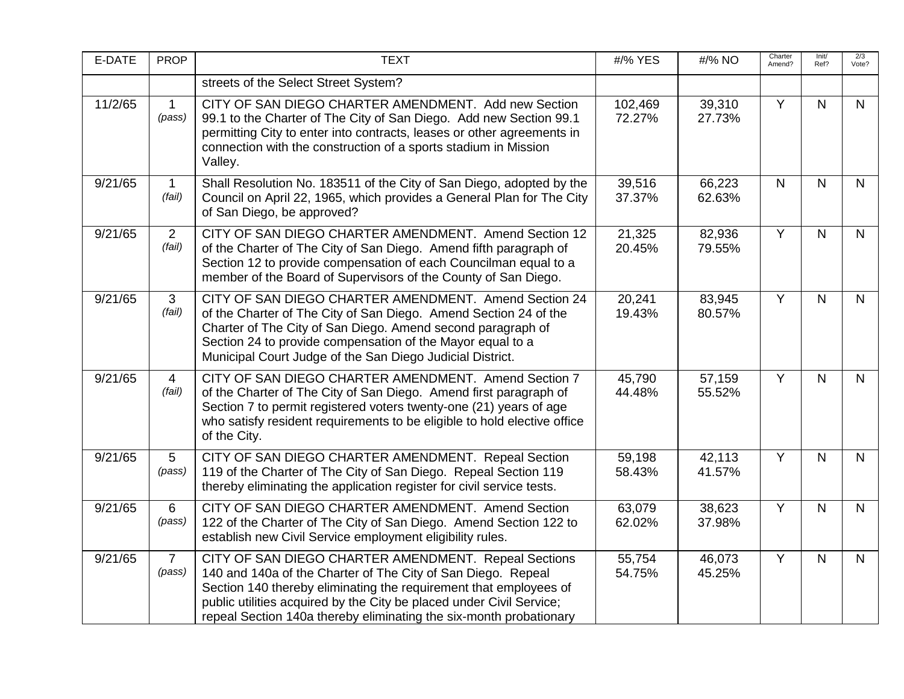| E-DATE | PROP | TEXT | #/% YES | #/% NO | Charter Amend? | Init/ Ref? | 2/3 Vote? |
|---|---|---|---|---|---|---|---|
| | | streets of the Select Street System? | | | | | |
| 11/2/65 | 1 *(pass)* | CITY OF SAN DIEGO CHARTER AMENDMENT. Add new Section 99.1 to the Charter of The City of San Diego. Add new Section 99.1 permitting City to enter into contracts, leases or other agreements in connection with the construction of a sports stadium in Mission Valley. | 102,469 72.27% | 39,310 27.73% | Y | N | N |
| 9/21/65 | 1 *(fail)* | Shall Resolution No. 183511 of the City of San Diego, adopted by the Council on April 22, 1965, which provides a General Plan for The City of San Diego, be approved? | 39,516 37.37% | 66,223 62.63% | N | N | N |
| 9/21/65 | 2 *(fail)* | CITY OF SAN DIEGO CHARTER AMENDMENT. Amend Section 12 of the Charter of The City of San Diego. Amend fifth paragraph of Section 12 to provide compensation of each Councilman equal to a member of the Board of Supervisors of the County of San Diego. | 21,325 20.45% | 82,936 79.55% | Y | N | N |
| 9/21/65 | 3 *(fail)* | CITY OF SAN DIEGO CHARTER AMENDMENT. Amend Section 24 of the Charter of The City of San Diego. Amend Section 24 of the Charter of The City of San Diego. Amend second paragraph of Section 24 to provide compensation of the Mayor equal to a Municipal Court Judge of the San Diego Judicial District. | 20,241 19.43% | 83,945 80.57% | Y | N | N |
| 9/21/65 | 4 *(fail)* | CITY OF SAN DIEGO CHARTER AMENDMENT. Amend Section 7 of the Charter of The City of San Diego. Amend first paragraph of Section 7 to permit registered voters twenty-one (21) years of age who satisfy resident requirements to be eligible to hold elective office of the City. | 45,790 44.48% | 57,159 55.52% | Y | N | N |
| 9/21/65 | 5 *(pass)* | CITY OF SAN DIEGO CHARTER AMENDMENT. Repeal Section 119 of the Charter of The City of San Diego. Repeal Section 119 thereby eliminating the application register for civil service tests. | 59,198 58.43% | 42,113 41.57% | Y | N | N |
| 9/21/65 | 6 *(pass)* | CITY OF SAN DIEGO CHARTER AMENDMENT. Amend Section 122 of the Charter of The City of San Diego. Amend Section 122 to establish new Civil Service employment eligibility rules. | 63,079 62.02% | 38,623 37.98% | Y | N | N |
| 9/21/65 | 7 *(pass)* | CITY OF SAN DIEGO CHARTER AMENDMENT. Repeal Sections 140 and 140a of the Charter of The City of San Diego. Repeal Section 140 thereby eliminating the requirement that employees of public utilities acquired by the City be placed under Civil Service; repeal Section 140a thereby eliminating the six-month probationary | 55,754 54.75% | 46,073 45.25% | Y | N | N |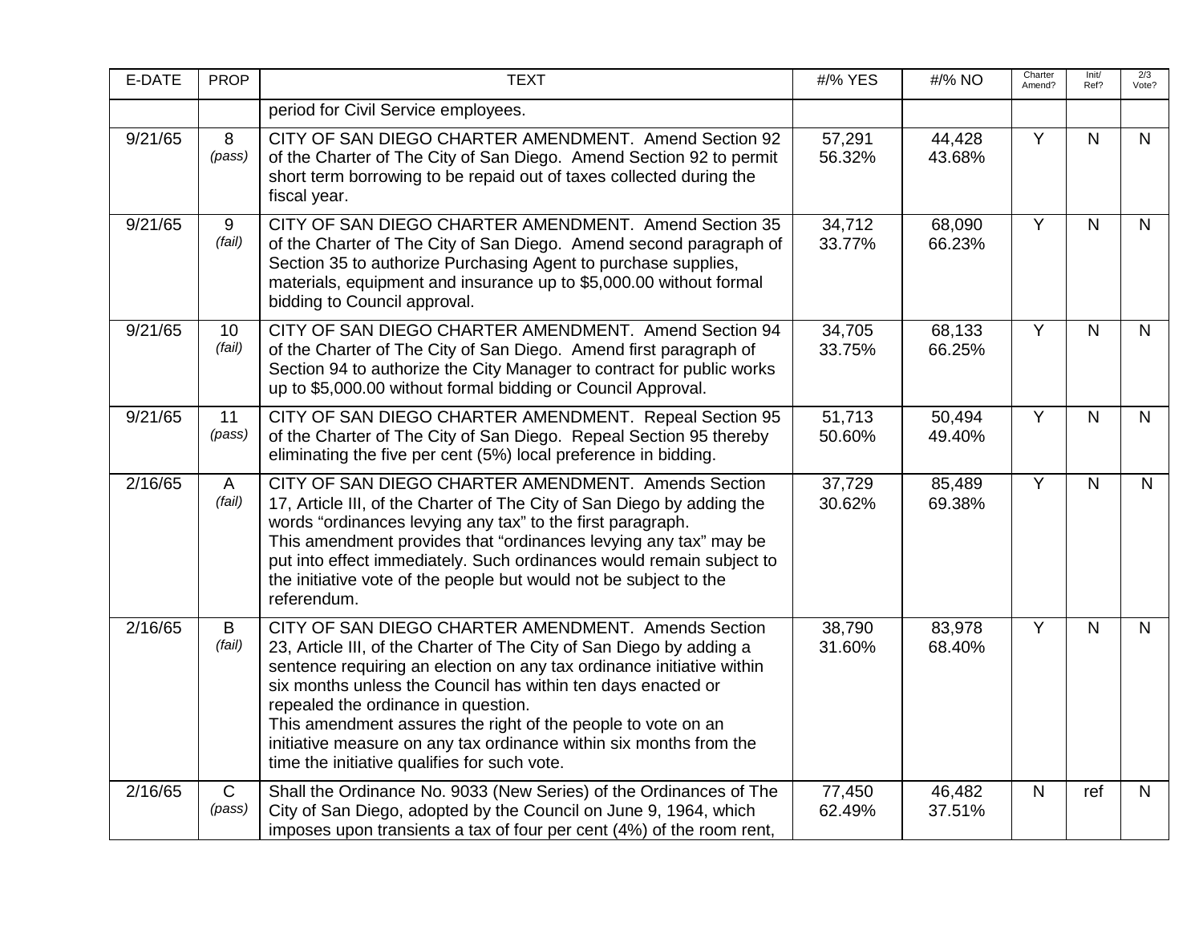| E-DATE | PROP | TEXT | #/% YES | #/% NO | Charter Amend? | Init/ Ref? | 2/3 Vote? |
|---|---|---|---|---|---|---|---|
| | | period for Civil Service employees. | | | | | |
| 9/21/65 | 8 *(pass)* | CITY OF SAN DIEGO CHARTER AMENDMENT. Amend Section 92 of the Charter of The City of San Diego. Amend Section 92 to permit short term borrowing to be repaid out of taxes collected during the fiscal year. | 57,291 56.32% | 44,428 43.68% | Y | N | N |
| 9/21/65 | 9 *(fail)* | CITY OF SAN DIEGO CHARTER AMENDMENT. Amend Section 35 of the Charter of The City of San Diego. Amend second paragraph of Section 35 to authorize Purchasing Agent to purchase supplies, materials, equipment and insurance up to $5,000.00 without formal bidding to Council approval. | 34,712 33.77% | 68,090 66.23% | Y | N | N |
| 9/21/65 | 10 *(fail)* | CITY OF SAN DIEGO CHARTER AMENDMENT. Amend Section 94 of the Charter of The City of San Diego. Amend first paragraph of Section 94 to authorize the City Manager to contract for public works up to $5,000.00 without formal bidding or Council Approval. | 34,705 33.75% | 68,133 66.25% | Y | N | N |
| 9/21/65 | 11 *(pass)* | CITY OF SAN DIEGO CHARTER AMENDMENT. Repeal Section 95 of the Charter of The City of San Diego. Repeal Section 95 thereby eliminating the five per cent (5%) local preference in bidding. | 51,713 50.60% | 50,494 49.40% | Y | N | N |
| 2/16/65 | A *(fail)* | CITY OF SAN DIEGO CHARTER AMENDMENT. Amends Section 17, Article III, of the Charter of The City of San Diego by adding the words "ordinances levying any tax" to the first paragraph. This amendment provides that "ordinances levying any tax" may be put into effect immediately. Such ordinances would remain subject to the initiative vote of the people but would not be subject to the referendum. | 37,729 30.62% | 85,489 69.38% | Y | N | N |
| 2/16/65 | B *(fail)* | CITY OF SAN DIEGO CHARTER AMENDMENT. Amends Section 23, Article III, of the Charter of The City of San Diego by adding a sentence requiring an election on any tax ordinance initiative within six months unless the Council has within ten days enacted or repealed the ordinance in question. This amendment assures the right of the people to vote on an initiative measure on any tax ordinance within six months from the time the initiative qualifies for such vote. | 38,790 31.60% | 83,978 68.40% | Y | N | N |
| 2/16/65 | C *(pass)* | Shall the Ordinance No. 9033 (New Series) of the Ordinances of The City of San Diego, adopted by the Council on June 9, 1964, which imposes upon transients a tax of four per cent (4%) of the room rent, | 77,450 62.49% | 46,482 37.51% | N | ref | N |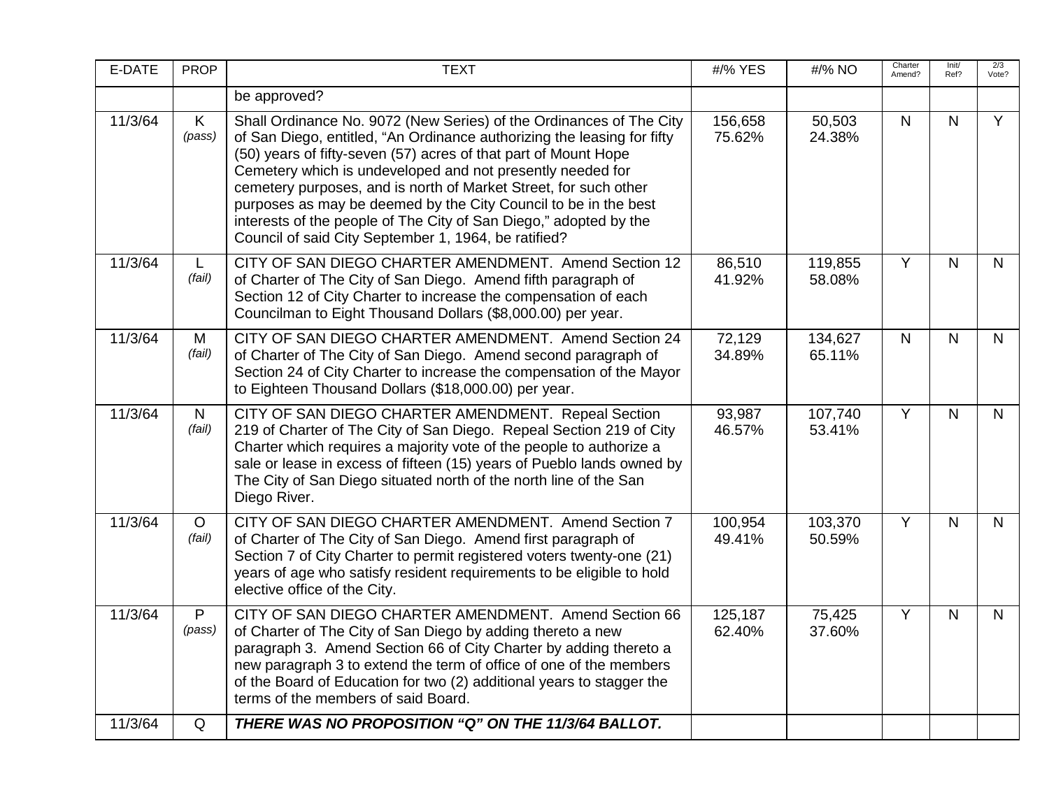| E-DATE | PROP | TEXT | #/% YES | #/% NO | Charter Amend? | Init/ Ref? | 2/3 Vote? |
|---|---|---|---|---|---|---|---|
| | | be approved? | | | | | |
| 11/3/64 | K *(pass)* | Shall Ordinance No. 9072 (New Series) of the Ordinances of The City of San Diego, entitled, "An Ordinance authorizing the leasing for fifty (50) years of fifty-seven (57) acres of that part of Mount Hope Cemetery which is undeveloped and not presently needed for cemetery purposes, and is north of Market Street, for such other purposes as may be deemed by the City Council to be in the best interests of the people of The City of San Diego," adopted by the Council of said City September 1, 1964, be ratified? | 156,658 75.62% | 50,503 24.38% | N | N | Y |
| 11/3/64 | L *(fail)* | CITY OF SAN DIEGO CHARTER AMENDMENT. Amend Section 12 of Charter of The City of San Diego. Amend fifth paragraph of Section 12 of City Charter to increase the compensation of each Councilman to Eight Thousand Dollars ($8,000.00) per year. | 86,510 41.92% | 119,855 58.08% | Y | N | N |
| 11/3/64 | M *(fail)* | CITY OF SAN DIEGO CHARTER AMENDMENT. Amend Section 24 of Charter of The City of San Diego. Amend second paragraph of Section 24 of City Charter to increase the compensation of the Mayor to Eighteen Thousand Dollars ($18,000.00) per year. | 72,129 34.89% | 134,627 65.11% | N | N | N |
| 11/3/64 | N *(fail)* | CITY OF SAN DIEGO CHARTER AMENDMENT. Repeal Section 219 of Charter of The City of San Diego. Repeal Section 219 of City Charter which requires a majority vote of the people to authorize a sale or lease in excess of fifteen (15) years of Pueblo lands owned by The City of San Diego situated north of the north line of the San Diego River. | 93,987 46.57% | 107,740 53.41% | Y | N | N |
| 11/3/64 | O *(fail)* | CITY OF SAN DIEGO CHARTER AMENDMENT. Amend Section 7 of Charter of The City of San Diego. Amend first paragraph of Section 7 of City Charter to permit registered voters twenty-one (21) years of age who satisfy resident requirements to be eligible to hold elective office of the City. | 100,954 49.41% | 103,370 50.59% | Y | N | N |
| 11/3/64 | P *(pass)* | CITY OF SAN DIEGO CHARTER AMENDMENT. Amend Section 66 of Charter of The City of San Diego by adding thereto a new paragraph 3. Amend Section 66 of City Charter by adding thereto a new paragraph 3 to extend the term of office of one of the members of the Board of Education for two (2) additional years to stagger the terms of the members of said Board. | 125,187 62.40% | 75,425 37.60% | Y | N | N |
| 11/3/64 | Q | ***THERE WAS NO PROPOSITION "Q" ON THE 11/3/64 BALLOT.*** | | | | | |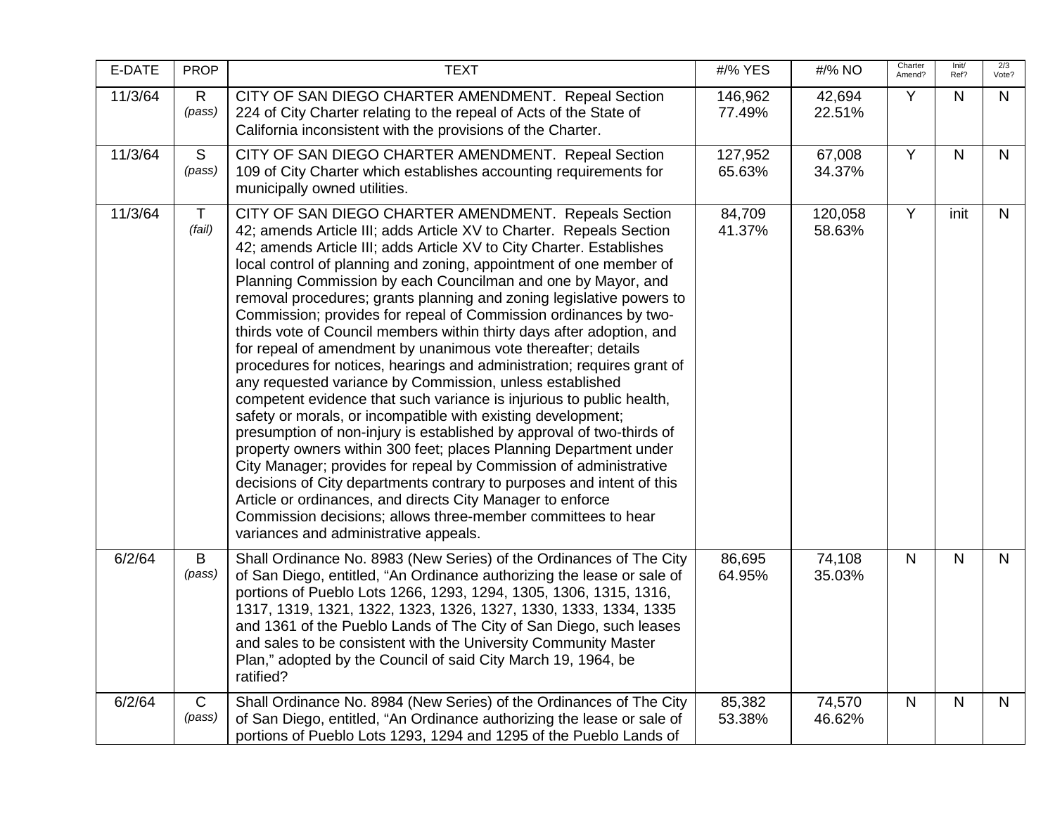| E-DATE | PROP | TEXT | #/% YES | #/% NO | Charter Amend? | Init/ Ref? | 2/3 Vote? |
|---|---|---|---|---|---|---|---|
| 11/3/64 | R *(pass)* | CITY OF SAN DIEGO CHARTER AMENDMENT. Repeal Section 224 of City Charter relating to the repeal of Acts of the State of California inconsistent with the provisions of the Charter. | 146,962 77.49% | 42,694 22.51% | Y | N | N |
| 11/3/64 | S *(pass)* | CITY OF SAN DIEGO CHARTER AMENDMENT. Repeal Section 109 of City Charter which establishes accounting requirements for municipally owned utilities. | 127,952 65.63% | 67,008 34.37% | Y | N | N |
| 11/3/64 | T *(fail)* | CITY OF SAN DIEGO CHARTER AMENDMENT. Repeals Section 42; amends Article III; adds Article XV to Charter. Repeals Section 42; amends Article III; adds Article XV to City Charter. Establishes local control of planning and zoning, appointment of one member of Planning Commission by each Councilman and one by Mayor, and removal procedures; grants planning and zoning legislative powers to Commission; provides for repeal of Commission ordinances by two-thirds vote of Council members within thirty days after adoption, and for repeal of amendment by unanimous vote thereafter; details procedures for notices, hearings and administration; requires grant of any requested variance by Commission, unless established competent evidence that such variance is injurious to public health, safety or morals, or incompatible with existing development; presumption of non-injury is established by approval of two-thirds of property owners within 300 feet; places Planning Department under City Manager; provides for repeal by Commission of administrative decisions of City departments contrary to purposes and intent of this Article or ordinances, and directs City Manager to enforce Commission decisions; allows three-member committees to hear variances and administrative appeals. | 84,709 41.37% | 120,058 58.63% | Y | init | N |
| 6/2/64 | B *(pass)* | Shall Ordinance No. 8983 (New Series) of the Ordinances of The City of San Diego, entitled, "An Ordinance authorizing the lease or sale of portions of Pueblo Lots 1266, 1293, 1294, 1305, 1306, 1315, 1316, 1317, 1319, 1321, 1322, 1323, 1326, 1327, 1330, 1333, 1334, 1335 and 1361 of the Pueblo Lands of The City of San Diego, such leases and sales to be consistent with the University Community Master Plan," adopted by the Council of said City March 19, 1964, be ratified? | 86,695 64.95% | 74,108 35.03% | N | N | N |
| 6/2/64 | C *(pass)* | Shall Ordinance No. 8984 (New Series) of the Ordinances of The City of San Diego, entitled, "An Ordinance authorizing the lease or sale of portions of Pueblo Lots 1293, 1294 and 1295 of the Pueblo Lands of | 85,382 53.38% | 74,570 46.62% | N | N | N |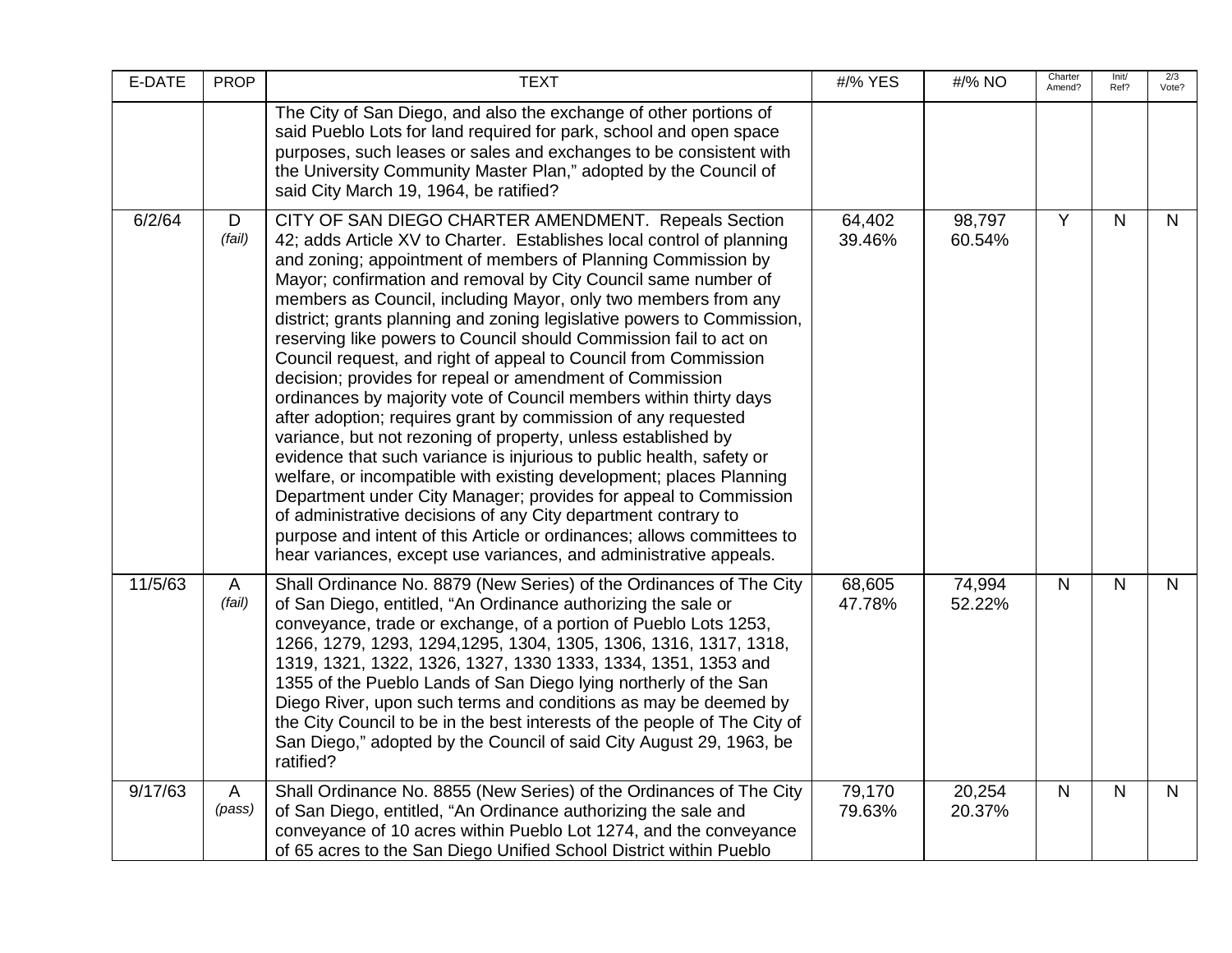| E-DATE | PROP | TEXT | #/% YES | #/% NO | Charter Amend? | Init/ Ref? | 2/3 Vote? |
|---|---|---|---|---|---|---|---|
| | | The City of San Diego, and also the exchange of other portions of said Pueblo Lots for land required for park, school and open space purposes, such leases or sales and exchanges to be consistent with the University Community Master Plan," adopted by the Council of said City March 19, 1964, be ratified? | | | | | |
| 6/2/64 | D *(fail)* | CITY OF SAN DIEGO CHARTER AMENDMENT. Repeals Section 42; adds Article XV to Charter. Establishes local control of planning and zoning; appointment of members of Planning Commission by Mayor; confirmation and removal by City Council same number of members as Council, including Mayor, only two members from any district; grants planning and zoning legislative powers to Commission, reserving like powers to Council should Commission fail to act on Council request, and right of appeal to Council from Commission decision; provides for repeal or amendment of Commission ordinances by majority vote of Council members within thirty days after adoption; requires grant by commission of any requested variance, but not rezoning of property, unless established by evidence that such variance is injurious to public health, safety or welfare, or incompatible with existing development; places Planning Department under City Manager; provides for appeal to Commission of administrative decisions of any City department contrary to purpose and intent of this Article or ordinances; allows committees to hear variances, except use variances, and administrative appeals. | 64,402 39.46% | 98,797 60.54% | Y | N | N |
| 11/5/63 | A *(fail)* | Shall Ordinance No. 8879 (New Series) of the Ordinances of The City of San Diego, entitled, "An Ordinance authorizing the sale or conveyance, trade or exchange, of a portion of Pueblo Lots 1253, 1266, 1279, 1293, 1294,1295, 1304, 1305, 1306, 1316, 1317, 1318, 1319, 1321, 1322, 1326, 1327, 1330 1333, 1334, 1351, 1353 and 1355 of the Pueblo Lands of San Diego lying northerly of the San Diego River, upon such terms and conditions as may be deemed by the City Council to be in the best interests of the people of The City of San Diego," adopted by the Council of said City August 29, 1963, be ratified? | 68,605 47.78% | 74,994 52.22% | N | N | N |
| 9/17/63 | A *(pass)* | Shall Ordinance No. 8855 (New Series) of the Ordinances of The City of San Diego, entitled, "An Ordinance authorizing the sale and conveyance of 10 acres within Pueblo Lot 1274, and the conveyance of 65 acres to the San Diego Unified School District within Pueblo | 79,170 79.63% | 20,254 20.37% | N | N | N |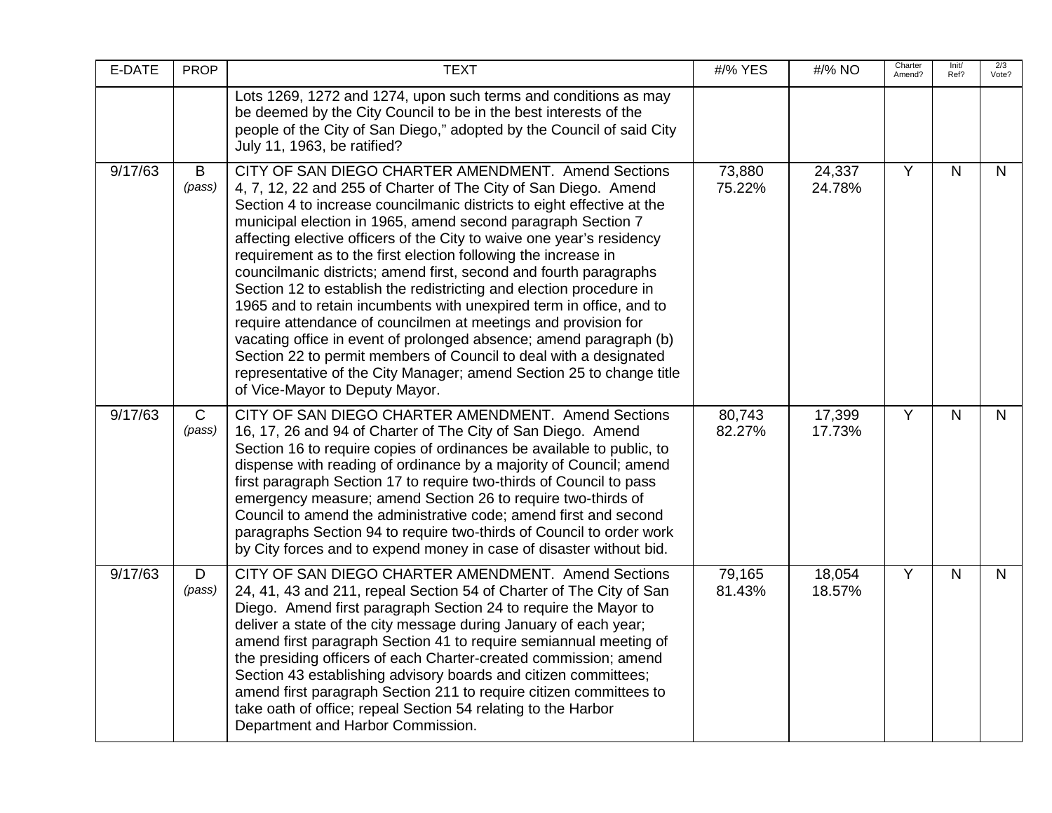| E-DATE | PROP | TEXT | #/% YES | #/% NO | Charter Amend? | Init/ Ref? | 2/3 Vote? |
|---|---|---|---|---|---|---|---|
| | | Lots 1269, 1272 and 1274, upon such terms and conditions as may be deemed by the City Council to be in the best interests of the people of the City of San Diego," adopted by the Council of said City July 11, 1963, be ratified? | | | | | |
| 9/17/63 | B *(pass)* | CITY OF SAN DIEGO CHARTER AMENDMENT. Amend Sections 4, 7, 12, 22 and 255 of Charter of The City of San Diego. Amend Section 4 to increase councilmanic districts to eight effective at the municipal election in 1965, amend second paragraph Section 7 affecting elective officers of the City to waive one year's residency requirement as to the first election following the increase in councilmanic districts; amend first, second and fourth paragraphs Section 12 to establish the redistricting and election procedure in 1965 and to retain incumbents with unexpired term in office, and to require attendance of councilmen at meetings and provision for vacating office in event of prolonged absence; amend paragraph (b) Section 22 to permit members of Council to deal with a designated representative of the City Manager; amend Section 25 to change title of Vice-Mayor to Deputy Mayor. | 73,880 75.22% | 24,337 24.78% | Y | N | N |
| 9/17/63 | C *(pass)* | CITY OF SAN DIEGO CHARTER AMENDMENT. Amend Sections 16, 17, 26 and 94 of Charter of The City of San Diego. Amend Section 16 to require copies of ordinances be available to public, to dispense with reading of ordinance by a majority of Council; amend first paragraph Section 17 to require two-thirds of Council to pass emergency measure; amend Section 26 to require two-thirds of Council to amend the administrative code; amend first and second paragraphs Section 94 to require two-thirds of Council to order work by City forces and to expend money in case of disaster without bid. | 80,743 82.27% | 17,399 17.73% | Y | N | N |
| 9/17/63 | D *(pass)* | CITY OF SAN DIEGO CHARTER AMENDMENT. Amend Sections 24, 41, 43 and 211, repeal Section 54 of Charter of The City of San Diego. Amend first paragraph Section 24 to require the Mayor to deliver a state of the city message during January of each year; amend first paragraph Section 41 to require semiannual meeting of the presiding officers of each Charter-created commission; amend Section 43 establishing advisory boards and citizen committees; amend first paragraph Section 211 to require citizen committees to take oath of office; repeal Section 54 relating to the Harbor Department and Harbor Commission. | 79,165 81.43% | 18,054 18.57% | Y | N | N |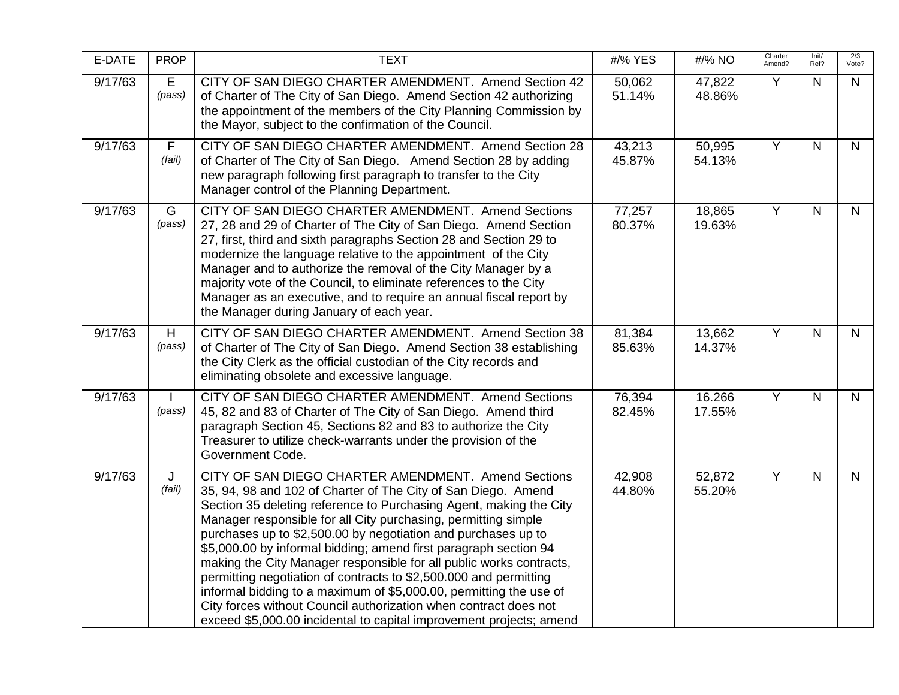| E-DATE | PROP | TEXT | #/% YES | #/% NO | Charter Amend? | Init/ Ref? | 2/3 Vote? |
|---|---|---|---|---|---|---|---|
| 9/17/63 | E *(pass)* | CITY OF SAN DIEGO CHARTER AMENDMENT. Amend Section 42 of Charter of The City of San Diego. Amend Section 42 authorizing the appointment of the members of the City Planning Commission by the Mayor, subject to the confirmation of the Council. | 50,062 51.14% | 47,822 48.86% | Y | N | N |
| 9/17/63 | F *(fail)* | CITY OF SAN DIEGO CHARTER AMENDMENT. Amend Section 28 of Charter of The City of San Diego. Amend Section 28 by adding new paragraph following first paragraph to transfer to the City Manager control of the Planning Department. | 43,213 45.87% | 50,995 54.13% | Y | N | N |
| 9/17/63 | G *(pass)* | CITY OF SAN DIEGO CHARTER AMENDMENT. Amend Sections 27, 28 and 29 of Charter of The City of San Diego. Amend Section 27, first, third and sixth paragraphs Section 28 and Section 29 to modernize the language relative to the appointment of the City Manager and to authorize the removal of the City Manager by a majority vote of the Council, to eliminate references to the City Manager as an executive, and to require an annual fiscal report by the Manager during January of each year. | 77,257 80.37% | 18,865 19.63% | Y | N | N |
| 9/17/63 | H *(pass)* | CITY OF SAN DIEGO CHARTER AMENDMENT. Amend Section 38 of Charter of The City of San Diego. Amend Section 38 establishing the City Clerk as the official custodian of the City records and eliminating obsolete and excessive language. | 81,384 85.63% | 13,662 14.37% | Y | N | N |
| 9/17/63 | I *(pass)* | CITY OF SAN DIEGO CHARTER AMENDMENT. Amend Sections 45, 82 and 83 of Charter of The City of San Diego. Amend third paragraph Section 45, Sections 82 and 83 to authorize the City Treasurer to utilize check-warrants under the provision of the Government Code. | 76,394 82.45% | 16.266 17.55% | Y | N | N |
| 9/17/63 | J *(fail)* | CITY OF SAN DIEGO CHARTER AMENDMENT. Amend Sections 35, 94, 98 and 102 of Charter of The City of San Diego. Amend Section 35 deleting reference to Purchasing Agent, making the City Manager responsible for all City purchasing, permitting simple purchases up to $2,500.00 by negotiation and purchases up to $5,000.00 by informal bidding; amend first paragraph section 94 making the City Manager responsible for all public works contracts, permitting negotiation of contracts to $2,500.000 and permitting informal bidding to a maximum of $5,000.00, permitting the use of City forces without Council authorization when contract does not exceed $5,000.00 incidental to capital improvement projects; amend | 42,908 44.80% | 52,872 55.20% | Y | N | N |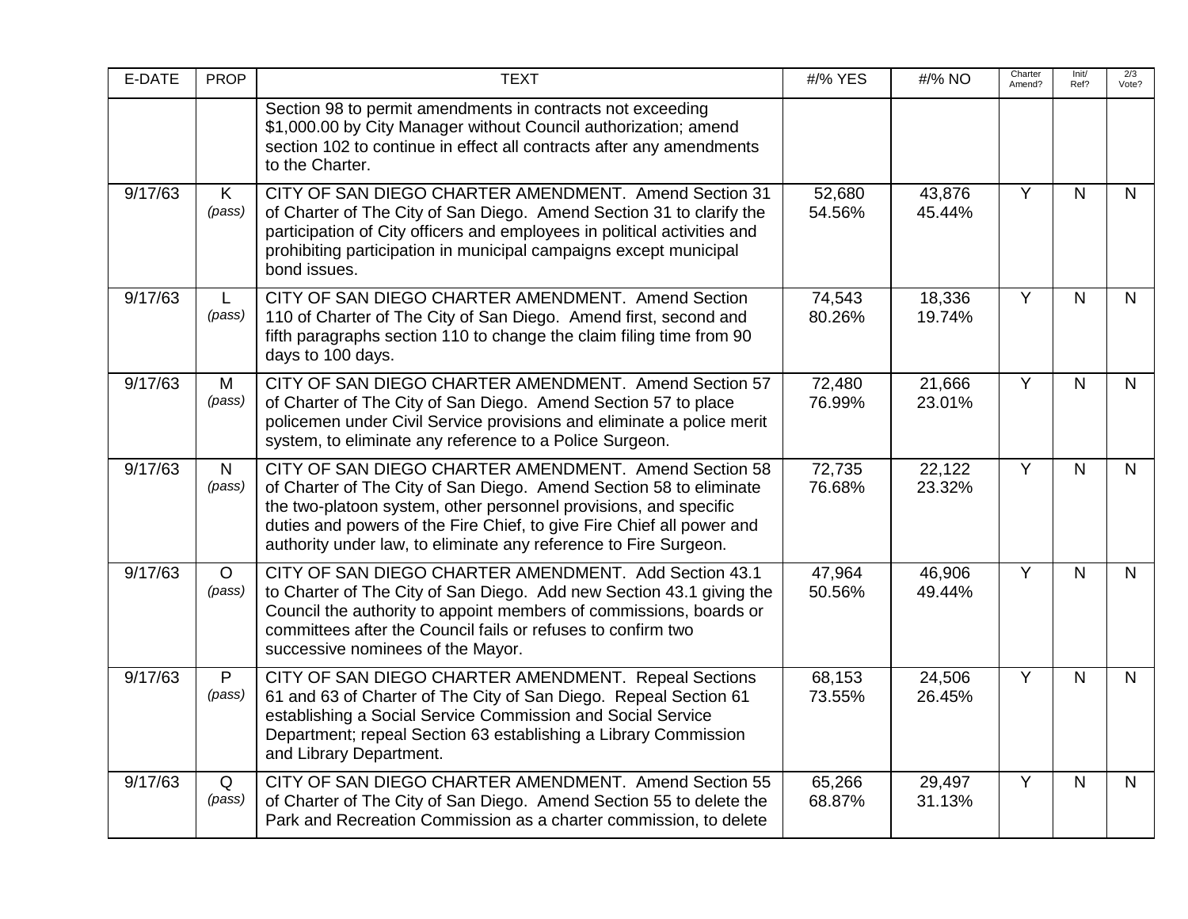| E-DATE | PROP | TEXT | #/% YES | #/% NO | Charter Amend? | Init/ Ref? | 2/3 Vote? |
|---|---|---|---|---|---|---|---|
| | | Section 98 to permit amendments in contracts not exceeding $1,000.00 by City Manager without Council authorization; amend section 102 to continue in effect all contracts after any amendments to the Charter. | | | | | |
| 9/17/63 | K *(pass)* | CITY OF SAN DIEGO CHARTER AMENDMENT. Amend Section 31 of Charter of The City of San Diego. Amend Section 31 to clarify the participation of City officers and employees in political activities and prohibiting participation in municipal campaigns except municipal bond issues. | 52,680 54.56% | 43,876 45.44% | Y | N | N |
| 9/17/63 | L *(pass)* | CITY OF SAN DIEGO CHARTER AMENDMENT. Amend Section 110 of Charter of The City of San Diego. Amend first, second and fifth paragraphs section 110 to change the claim filing time from 90 days to 100 days. | 74,543 80.26% | 18,336 19.74% | Y | N | N |
| 9/17/63 | M *(pass)* | CITY OF SAN DIEGO CHARTER AMENDMENT. Amend Section 57 of Charter of The City of San Diego. Amend Section 57 to place policemen under Civil Service provisions and eliminate a police merit system, to eliminate any reference to a Police Surgeon. | 72,480 76.99% | 21,666 23.01% | Y | N | N |
| 9/17/63 | N *(pass)* | CITY OF SAN DIEGO CHARTER AMENDMENT. Amend Section 58 of Charter of The City of San Diego. Amend Section 58 to eliminate the two-platoon system, other personnel provisions, and specific duties and powers of the Fire Chief, to give Fire Chief all power and authority under law, to eliminate any reference to Fire Surgeon. | 72,735 76.68% | 22,122 23.32% | Y | N | N |
| 9/17/63 | O *(pass)* | CITY OF SAN DIEGO CHARTER AMENDMENT. Add Section 43.1 to Charter of The City of San Diego. Add new Section 43.1 giving the Council the authority to appoint members of commissions, boards or committees after the Council fails or refuses to confirm two successive nominees of the Mayor. | 47,964 50.56% | 46,906 49.44% | Y | N | N |
| 9/17/63 | P *(pass)* | CITY OF SAN DIEGO CHARTER AMENDMENT. Repeal Sections 61 and 63 of Charter of The City of San Diego. Repeal Section 61 establishing a Social Service Commission and Social Service Department; repeal Section 63 establishing a Library Commission and Library Department. | 68,153 73.55% | 24,506 26.45% | Y | N | N |
| 9/17/63 | Q *(pass)* | CITY OF SAN DIEGO CHARTER AMENDMENT. Amend Section 55 of Charter of The City of San Diego. Amend Section 55 to delete the Park and Recreation Commission as a charter commission, to delete | 65,266 68.87% | 29,497 31.13% | Y | N | N |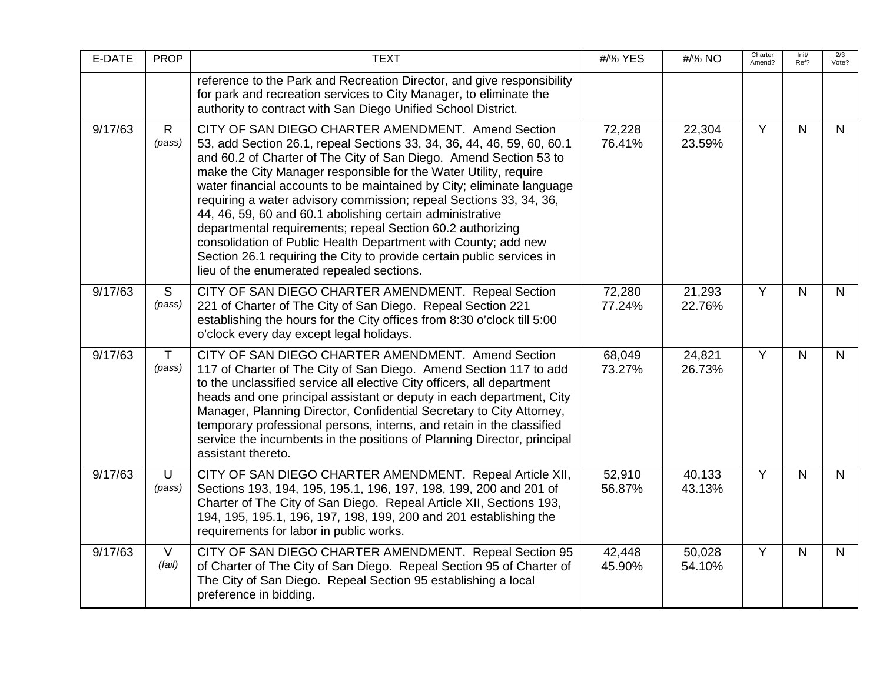| E-DATE | PROP | TEXT | #/% YES | #/% NO | Charter Amend? | Init/ Ref? | 2/3 Vote? |
|---|---|---|---|---|---|---|---|
| | | reference to the Park and Recreation Director, and give responsibility for park and recreation services to City Manager, to eliminate the authority to contract with San Diego Unified School District. | | | | | |
| 9/17/63 | R *(pass)* | CITY OF SAN DIEGO CHARTER AMENDMENT. Amend Section 53, add Section 26.1, repeal Sections 33, 34, 36, 44, 46, 59, 60, 60.1 and 60.2 of Charter of The City of San Diego. Amend Section 53 to make the City Manager responsible for the Water Utility, require water financial accounts to be maintained by City; eliminate language requiring a water advisory commission; repeal Sections 33, 34, 36, 44, 46, 59, 60 and 60.1 abolishing certain administrative departmental requirements; repeal Section 60.2 authorizing consolidation of Public Health Department with County; add new Section 26.1 requiring the City to provide certain public services in lieu of the enumerated repealed sections. | 72,228 76.41% | 22,304 23.59% | Y | N | N |
| 9/17/63 | S *(pass)* | CITY OF SAN DIEGO CHARTER AMENDMENT. Repeal Section 221 of Charter of The City of San Diego. Repeal Section 221 establishing the hours for the City offices from 8:30 o'clock till 5:00 o'clock every day except legal holidays. | 72,280 77.24% | 21,293 22.76% | Y | N | N |
| 9/17/63 | T *(pass)* | CITY OF SAN DIEGO CHARTER AMENDMENT. Amend Section 117 of Charter of The City of San Diego. Amend Section 117 to add to the unclassified service all elective City officers, all department heads and one principal assistant or deputy in each department, City Manager, Planning Director, Confidential Secretary to City Attorney, temporary professional persons, interns, and retain in the classified service the incumbents in the positions of Planning Director, principal assistant thereto. | 68,049 73.27% | 24,821 26.73% | Y | N | N |
| 9/17/63 | U *(pass)* | CITY OF SAN DIEGO CHARTER AMENDMENT. Repeal Article XII, Sections 193, 194, 195, 195.1, 196, 197, 198, 199, 200 and 201 of Charter of The City of San Diego. Repeal Article XII, Sections 193, 194, 195, 195.1, 196, 197, 198, 199, 200 and 201 establishing the requirements for labor in public works. | 52,910 56.87% | 40,133 43.13% | Y | N | N |
| 9/17/63 | V *(fail)* | CITY OF SAN DIEGO CHARTER AMENDMENT. Repeal Section 95 of Charter of The City of San Diego. Repeal Section 95 of Charter of The City of San Diego. Repeal Section 95 establishing a local preference in bidding. | 42,448 45.90% | 50,028 54.10% | Y | N | N |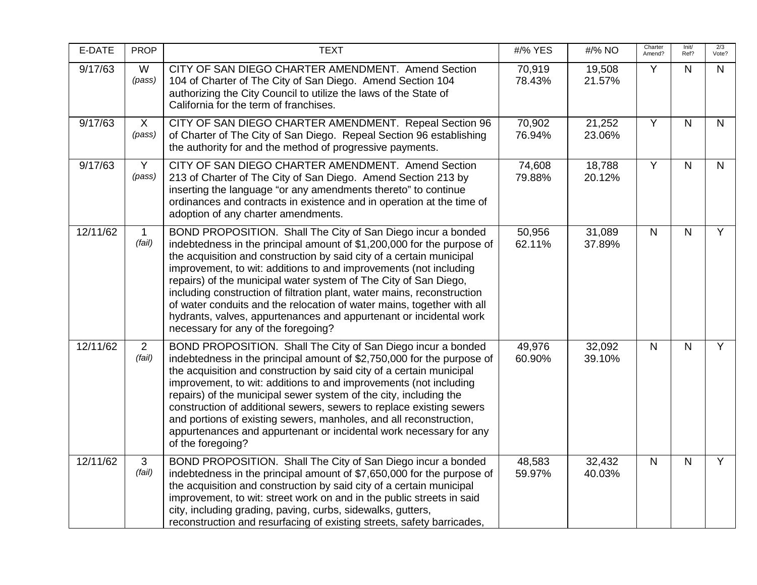| E-DATE | PROP | TEXT | #/% YES | #/% NO | Charter Amend? | Init/ Ref? | 2/3 Vote? |
|---|---|---|---|---|---|---|---|
| 9/17/63 | W *(pass)* | CITY OF SAN DIEGO CHARTER AMENDMENT. Amend Section 104 of Charter of The City of San Diego. Amend Section 104 authorizing the City Council to utilize the laws of the State of California for the term of franchises. | 70,919 78.43% | 19,508 21.57% | Y | N | N |
| 9/17/63 | X *(pass)* | CITY OF SAN DIEGO CHARTER AMENDMENT. Repeal Section 96 of Charter of The City of San Diego. Repeal Section 96 establishing the authority for and the method of progressive payments. | 70,902 76.94% | 21,252 23.06% | Y | N | N |
| 9/17/63 | Y *(pass)* | CITY OF SAN DIEGO CHARTER AMENDMENT. Amend Section 213 of Charter of The City of San Diego. Amend Section 213 by inserting the language "or any amendments thereto" to continue ordinances and contracts in existence and in operation at the time of adoption of any charter amendments. | 74,608 79.88% | 18,788 20.12% | Y | N | N |
| 12/11/62 | 1 *(fail)* | BOND PROPOSITION. Shall The City of San Diego incur a bonded indebtedness in the principal amount of $1,200,000 for the purpose of the acquisition and construction by said city of a certain municipal improvement, to wit: additions to and improvements (not including repairs) of the municipal water system of The City of San Diego, including construction of filtration plant, water mains, reconstruction of water conduits and the relocation of water mains, together with all hydrants, valves, appurtenances and appurtenant or incidental work necessary for any of the foregoing? | 50,956 62.11% | 31,089 37.89% | N | N | Y |
| 12/11/62 | 2 *(fail)* | BOND PROPOSITION. Shall The City of San Diego incur a bonded indebtedness in the principal amount of $2,750,000 for the purpose of the acquisition and construction by said city of a certain municipal improvement, to wit: additions to and improvements (not including repairs) of the municipal sewer system of the city, including the construction of additional sewers, sewers to replace existing sewers and portions of existing sewers, manholes, and all reconstruction, appurtenances and appurtenant or incidental work necessary for any of the foregoing? | 49,976 60.90% | 32,092 39.10% | N | N | Y |
| 12/11/62 | 3 *(fail)* | BOND PROPOSITION. Shall The City of San Diego incur a bonded indebtedness in the principal amount of $7,650,000 for the purpose of the acquisition and construction by said city of a certain municipal improvement, to wit: street work on and in the public streets in said city, including grading, paving, curbs, sidewalks, gutters, reconstruction and resurfacing of existing streets, safety barricades, | 48,583 59.97% | 32,432 40.03% | N | N | Y |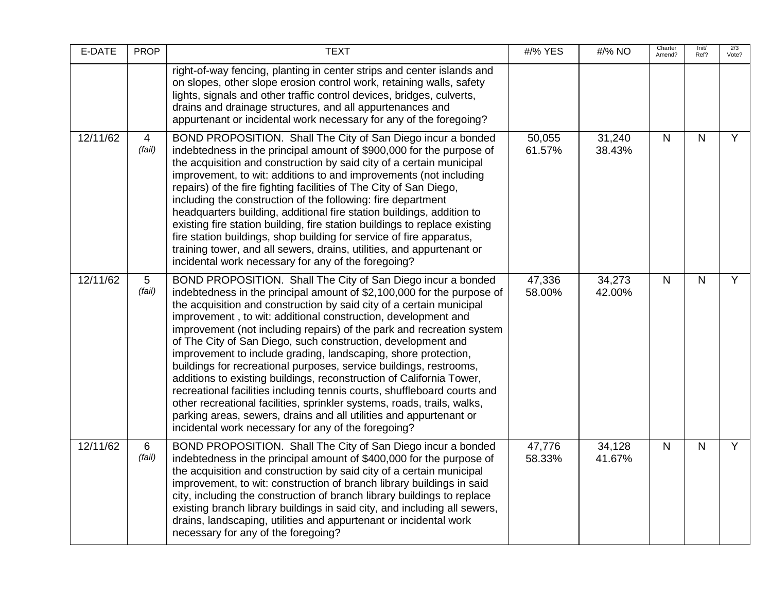| E-DATE | PROP | TEXT | #/% YES | #/% NO | Charter Amend? | Init/ Ref? | 2/3 Vote? |
|---|---|---|---|---|---|---|---|
| | | right-of-way fencing, planting in center strips and center islands and on slopes, other slope erosion control work, retaining walls, safety lights, signals and other traffic control devices, bridges, culverts, drains and drainage structures, and all appurtenances and appurtenant or incidental work necessary for any of the foregoing? | | | | | |
| 12/11/62 | 4 *(fail)* | BOND PROPOSITION. Shall The City of San Diego incur a bonded indebtedness in the principal amount of $900,000 for the purpose of the acquisition and construction by said city of a certain municipal improvement, to wit: additions to and improvements (not including repairs) of the fire fighting facilities of The City of San Diego, including the construction of the following: fire department headquarters building, additional fire station buildings, addition to existing fire station building, fire station buildings to replace existing fire station buildings, shop building for service of fire apparatus, training tower, and all sewers, drains, utilities, and appurtenant or incidental work necessary for any of the foregoing? | 50,055 61.57% | 31,240 38.43% | N | N | Y |
| 12/11/62 | 5 *(fail)* | BOND PROPOSITION. Shall The City of San Diego incur a bonded indebtedness in the principal amount of $2,100,000 for the purpose of the acquisition and construction by said city of a certain municipal improvement , to wit: additional construction, development and improvement (not including repairs) of the park and recreation system of The City of San Diego, such construction, development and improvement to include grading, landscaping, shore protection, buildings for recreational purposes, service buildings, restrooms, additions to existing buildings, reconstruction of California Tower, recreational facilities including tennis courts, shuffleboard courts and other recreational facilities, sprinkler systems, roads, trails, walks, parking areas, sewers, drains and all utilities and appurtenant or incidental work necessary for any of the foregoing? | 47,336 58.00% | 34,273 42.00% | N | N | Y |
| 12/11/62 | 6 *(fail)* | BOND PROPOSITION. Shall The City of San Diego incur a bonded indebtedness in the principal amount of $400,000 for the purpose of the acquisition and construction by said city of a certain municipal improvement, to wit: construction of branch library buildings in said city, including the construction of branch library buildings to replace existing branch library buildings in said city, and including all sewers, drains, landscaping, utilities and appurtenant or incidental work necessary for any of the foregoing? | 47,776 58.33% | 34,128 41.67% | N | N | Y |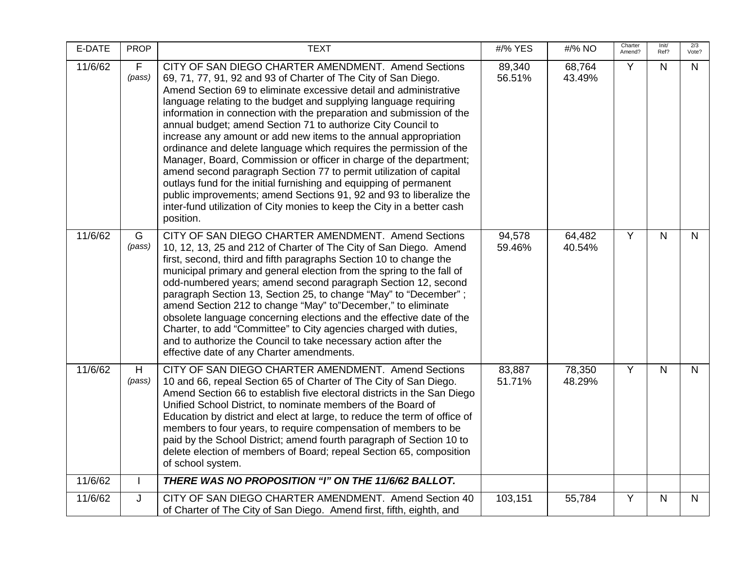| E-DATE | PROP | TEXT | #/% YES | #/% NO | Charter Amend? | Init/ Ref? | 2/3 Vote? |
|---|---|---|---|---|---|---|---|
| 11/6/62 | F *(pass)* | CITY OF SAN DIEGO CHARTER AMENDMENT. Amend Sections 69, 71, 77, 91, 92 and 93 of Charter of The City of San Diego. Amend Section 69 to eliminate excessive detail and administrative language relating to the budget and supplying language requiring information in connection with the preparation and submission of the annual budget; amend Section 71 to authorize City Council to increase any amount or add new items to the annual appropriation ordinance and delete language which requires the permission of the Manager, Board, Commission or officer in charge of the department; amend second paragraph Section 77 to permit utilization of capital outlays fund for the initial furnishing and equipping of permanent public improvements; amend Sections 91, 92 and 93 to liberalize the inter-fund utilization of City monies to keep the City in a better cash position. | 89,340 56.51% | 68,764 43.49% | Y | N | N |
| 11/6/62 | G *(pass)* | CITY OF SAN DIEGO CHARTER AMENDMENT. Amend Sections 10, 12, 13, 25 and 212 of Charter of The City of San Diego. Amend first, second, third and fifth paragraphs Section 10 to change the municipal primary and general election from the spring to the fall of odd-numbered years; amend second paragraph Section 12, second paragraph Section 13, Section 25, to change "May" to "December" ; amend Section 212 to change "May" to"December," to eliminate obsolete language concerning elections and the effective date of the Charter, to add "Committee" to City agencies charged with duties, and to authorize the Council to take necessary action after the effective date of any Charter amendments. | 94,578 59.46% | 64,482 40.54% | Y | N | N |
| 11/6/62 | H *(pass)* | CITY OF SAN DIEGO CHARTER AMENDMENT. Amend Sections 10 and 66, repeal Section 65 of Charter of The City of San Diego. Amend Section 66 to establish five electoral districts in the San Diego Unified School District, to nominate members of the Board of Education by district and elect at large, to reduce the term of office of members to four years, to require compensation of members to be paid by the School District; amend fourth paragraph of Section 10 to delete election of members of Board; repeal Section 65, composition of school system. | 83,887 51.71% | 78,350 48.29% | Y | N | N |
| 11/6/62 | I | ***THERE WAS NO PROPOSITION "I" ON THE 11/6/62 BALLOT.*** | | | | | |
| 11/6/62 | J | CITY OF SAN DIEGO CHARTER AMENDMENT. Amend Section 40 of Charter of The City of San Diego. Amend first, fifth, eighth, and | 103,151 | 55,784 | Y | N | N |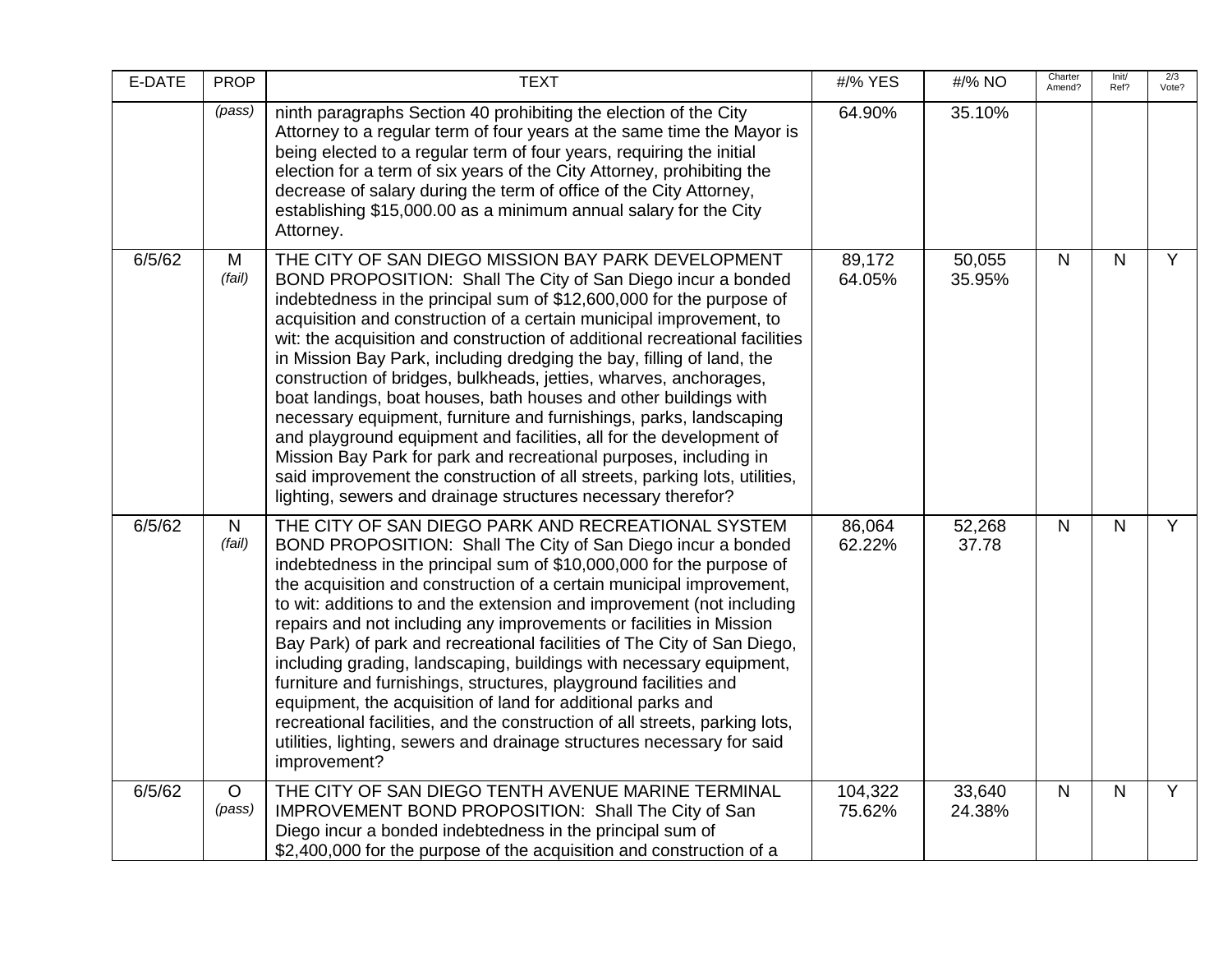| E-DATE | PROP | TEXT | #/% YES | #/% NO | Charter Amend? | Init/ Ref? | 2/3 Vote? |
|---|---|---|---|---|---|---|---|
| | *(pass)* | ninth paragraphs Section 40 prohibiting the election of the City Attorney to a regular term of four years at the same time the Mayor is being elected to a regular term of four years, requiring the initial election for a term of six years of the City Attorney, prohibiting the decrease of salary during the term of office of the City Attorney, establishing $15,000.00 as a minimum annual salary for the City Attorney. | 64.90% | 35.10% | | | |
| 6/5/62 | M *(fail)* | THE CITY OF SAN DIEGO MISSION BAY PARK DEVELOPMENT BOND PROPOSITION: Shall The City of San Diego incur a bonded indebtedness in the principal sum of $12,600,000 for the purpose of acquisition and construction of a certain municipal improvement, to wit: the acquisition and construction of additional recreational facilities in Mission Bay Park, including dredging the bay, filling of land, the construction of bridges, bulkheads, jetties, wharves, anchorages, boat landings, boat houses, bath houses and other buildings with necessary equipment, furniture and furnishings, parks, landscaping and playground equipment and facilities, all for the development of Mission Bay Park for park and recreational purposes, including in said improvement the construction of all streets, parking lots, utilities, lighting, sewers and drainage structures necessary therefor? | 89,172 64.05% | 50,055 35.95% | N | N | Y |
| 6/5/62 | N *(fail)* | THE CITY OF SAN DIEGO PARK AND RECREATIONAL SYSTEM BOND PROPOSITION: Shall The City of San Diego incur a bonded indebtedness in the principal sum of $10,000,000 for the purpose of the acquisition and construction of a certain municipal improvement, to wit: additions to and the extension and improvement (not including repairs and not including any improvements or facilities in Mission Bay Park) of park and recreational facilities of The City of San Diego, including grading, landscaping, buildings with necessary equipment, furniture and furnishings, structures, playground facilities and equipment, the acquisition of land for additional parks and recreational facilities, and the construction of all streets, parking lots, utilities, lighting, sewers and drainage structures necessary for said improvement? | 86,064 62.22% | 52,268 37.78 | N | N | Y |
| 6/5/62 | O *(pass)* | THE CITY OF SAN DIEGO TENTH AVENUE MARINE TERMINAL IMPROVEMENT BOND PROPOSITION: Shall The City of San Diego incur a bonded indebtedness in the principal sum of $2,400,000 for the purpose of the acquisition and construction of a | 104,322 75.62% | 33,640 24.38% | N | N | Y |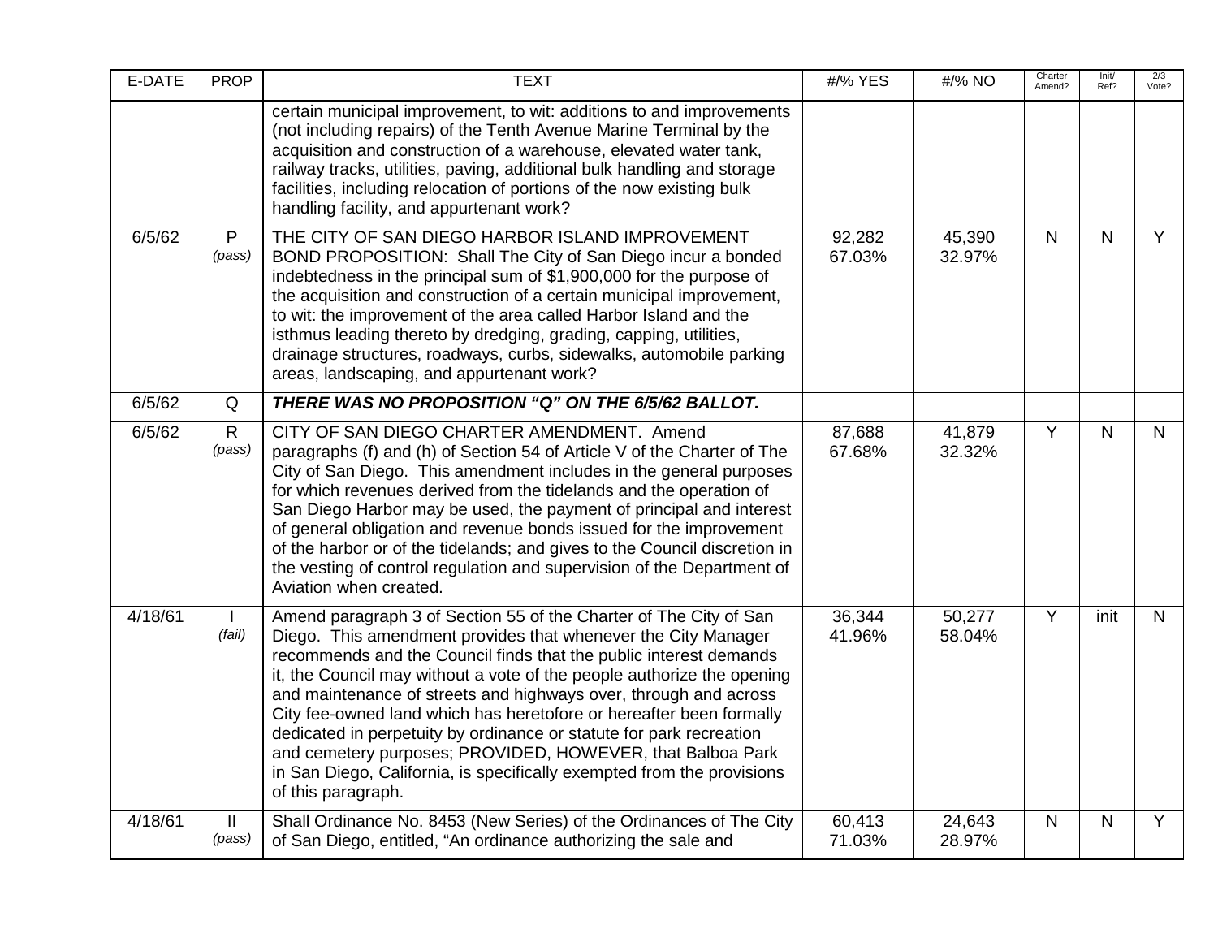| E-DATE | PROP | TEXT | #/% YES | #/% NO | Charter Amend? | Init/ Ref? | 2/3 Vote? |
|---|---|---|---|---|---|---|---|
| | | certain municipal improvement, to wit: additions to and improvements (not including repairs) of the Tenth Avenue Marine Terminal by the acquisition and construction of a warehouse, elevated water tank, railway tracks, utilities, paving, additional bulk handling and storage facilities, including relocation of portions of the now existing bulk handling facility, and appurtenant work? | | | | | |
| 6/5/62 | P *(pass)* | THE CITY OF SAN DIEGO HARBOR ISLAND IMPROVEMENT BOND PROPOSITION: Shall The City of San Diego incur a bonded indebtedness in the principal sum of $1,900,000 for the purpose of the acquisition and construction of a certain municipal improvement, to wit: the improvement of the area called Harbor Island and the isthmus leading thereto by dredging, grading, capping, utilities, drainage structures, roadways, curbs, sidewalks, automobile parking areas, landscaping, and appurtenant work? | 92,282 67.03% | 45,390 32.97% | N | N | Y |
| 6/5/62 | Q | ***THERE WAS NO PROPOSITION "Q" ON THE 6/5/62 BALLOT.*** | | | | | |
| 6/5/62 | R *(pass)* | CITY OF SAN DIEGO CHARTER AMENDMENT. Amend paragraphs (f) and (h) of Section 54 of Article V of the Charter of The City of San Diego. This amendment includes in the general purposes for which revenues derived from the tidelands and the operation of San Diego Harbor may be used, the payment of principal and interest of general obligation and revenue bonds issued for the improvement of the harbor or of the tidelands; and gives to the Council discretion in the vesting of control regulation and supervision of the Department of Aviation when created. | 87,688 67.68% | 41,879 32.32% | Y | N | N |
| 4/18/61 | I *(fail)* | Amend paragraph 3 of Section 55 of the Charter of The City of San Diego. This amendment provides that whenever the City Manager recommends and the Council finds that the public interest demands it, the Council may without a vote of the people authorize the opening and maintenance of streets and highways over, through and across City fee-owned land which has heretofore or hereafter been formally dedicated in perpetuity by ordinance or statute for park recreation and cemetery purposes; PROVIDED, HOWEVER, that Balboa Park in San Diego, California, is specifically exempted from the provisions of this paragraph. | 36,344 41.96% | 50,277 58.04% | Y | init | N |
| 4/18/61 | II *(pass)* | Shall Ordinance No. 8453 (New Series) of the Ordinances of The City of San Diego, entitled, "An ordinance authorizing the sale and | 60,413 71.03% | 24,643 28.97% | N | N | Y |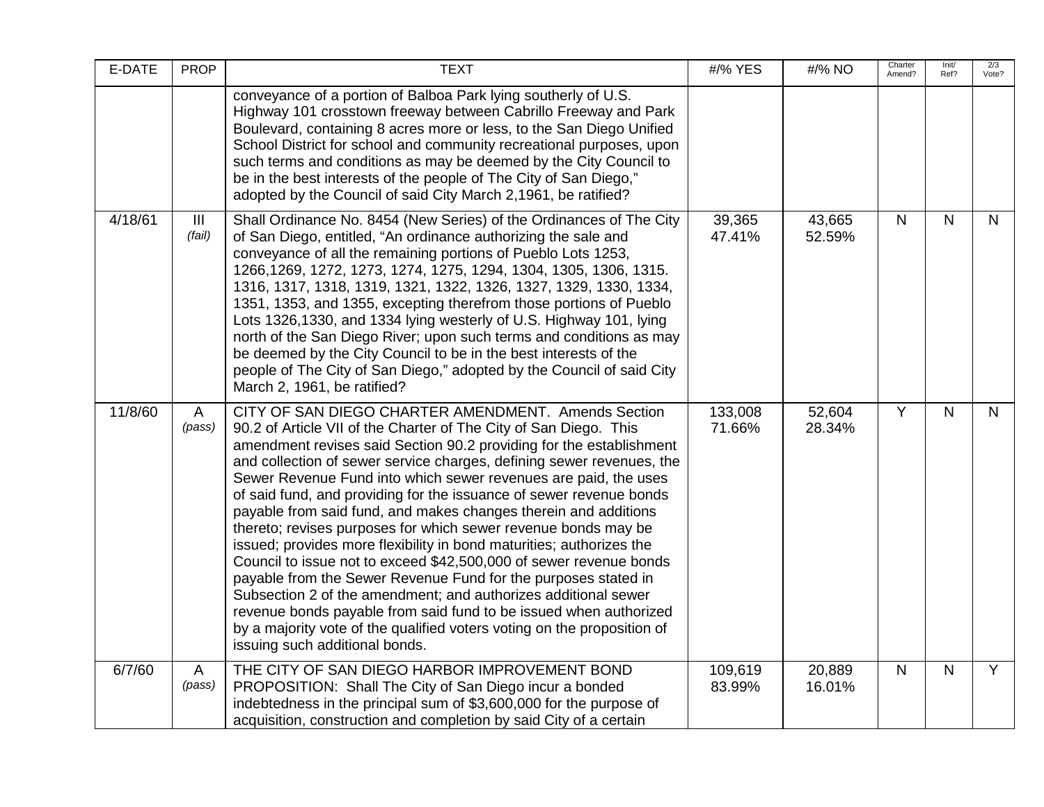| E-DATE | PROP | TEXT | #/% YES | #/% NO | Charter Amend? | Init/ Ref? | 2/3 Vote? |
|---|---|---|---|---|---|---|---|
| | | conveyance of a portion of Balboa Park lying southerly of U.S. Highway 101 crosstown freeway between Cabrillo Freeway and Park Boulevard, containing 8 acres more or less, to the San Diego Unified School District for school and community recreational purposes, upon such terms and conditions as may be deemed by the City Council to be in the best interests of the people of The City of San Diego," adopted by the Council of said City March 2,1961, be ratified? | | | | | |
| 4/18/61 | III *(fail)* | Shall Ordinance No. 8454 (New Series) of the Ordinances of The City of San Diego, entitled, "An ordinance authorizing the sale and conveyance of all the remaining portions of Pueblo Lots 1253, 1266,1269, 1272, 1273, 1274, 1275, 1294, 1304, 1305, 1306, 1315. 1316, 1317, 1318, 1319, 1321, 1322, 1326, 1327, 1329, 1330, 1334, 1351, 1353, and 1355, excepting therefrom those portions of Pueblo Lots 1326,1330, and 1334 lying westerly of U.S. Highway 101, lying north of the San Diego River; upon such terms and conditions as may be deemed by the City Council to be in the best interests of the people of The City of San Diego," adopted by the Council of said City March 2, 1961, be ratified? | 39,365 47.41% | 43,665 52.59% | N | N | N |
| 11/8/60 | A *(pass)* | CITY OF SAN DIEGO CHARTER AMENDMENT. Amends Section 90.2 of Article VII of the Charter of The City of San Diego. This amendment revises said Section 90.2 providing for the establishment and collection of sewer service charges, defining sewer revenues, the Sewer Revenue Fund into which sewer revenues are paid, the uses of said fund, and providing for the issuance of sewer revenue bonds payable from said fund, and makes changes therein and additions thereto; revises purposes for which sewer revenue bonds may be issued; provides more flexibility in bond maturities; authorizes the Council to issue not to exceed $42,500,000 of sewer revenue bonds payable from the Sewer Revenue Fund for the purposes stated in Subsection 2 of the amendment; and authorizes additional sewer revenue bonds payable from said fund to be issued when authorized by a majority vote of the qualified voters voting on the proposition of issuing such additional bonds. | 133,008 71.66% | 52,604 28.34% | Y | N | N |
| 6/7/60 | A *(pass)* | THE CITY OF SAN DIEGO HARBOR IMPROVEMENT BOND PROPOSITION: Shall The City of San Diego incur a bonded indebtedness in the principal sum of $3,600,000 for the purpose of acquisition, construction and completion by said City of a certain | 109,619 83.99% | 20,889 16.01% | N | N | Y |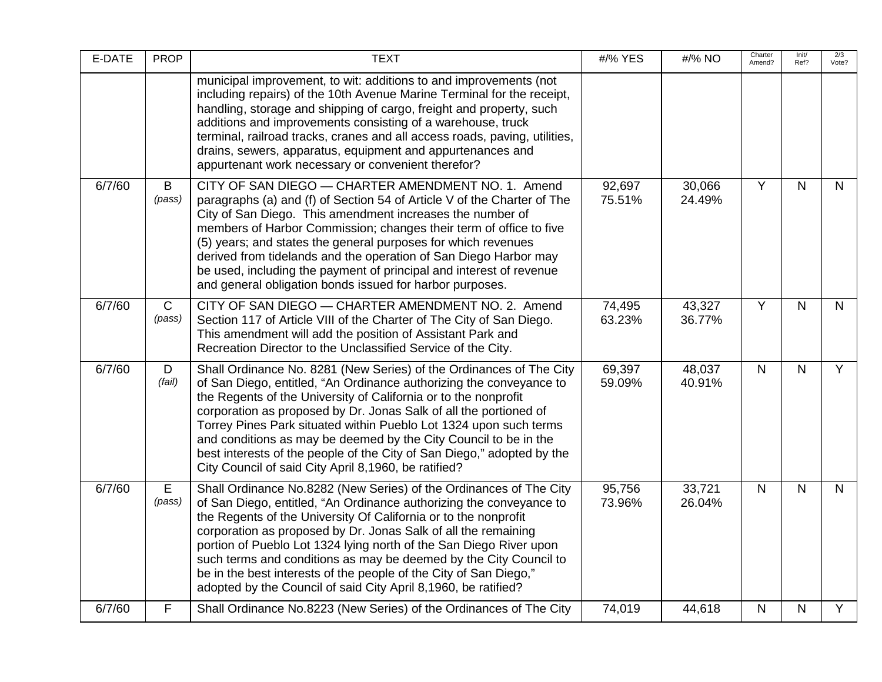| E-DATE | PROP | TEXT | #/% YES | #/% NO | Charter Amend? | Init/ Ref? | 2/3 Vote? |
|---|---|---|---|---|---|---|---|
| | | municipal improvement, to wit: additions to and improvements (not including repairs) of the 10th Avenue Marine Terminal for the receipt, handling, storage and shipping of cargo, freight and property, such additions and improvements consisting of a warehouse, truck terminal, railroad tracks, cranes and all access roads, paving, utilities, drains, sewers, apparatus, equipment and appurtenances and appurtenant work necessary or convenient therefor? | | | | | |
| 6/7/60 | B *(pass)* | CITY OF SAN DIEGO — CHARTER AMENDMENT NO. 1. Amend paragraphs (a) and (f) of Section 54 of Article V of the Charter of The City of San Diego. This amendment increases the number of members of Harbor Commission; changes their term of office to five (5) years; and states the general purposes for which revenues derived from tidelands and the operation of San Diego Harbor may be used, including the payment of principal and interest of revenue and general obligation bonds issued for harbor purposes. | 92,697 75.51% | 30,066 24.49% | Y | N | N |
| 6/7/60 | C *(pass)* | CITY OF SAN DIEGO — CHARTER AMENDMENT NO. 2. Amend Section 117 of Article VIII of the Charter of The City of San Diego. This amendment will add the position of Assistant Park and Recreation Director to the Unclassified Service of the City. | 74,495 63.23% | 43,327 36.77% | Y | N | N |
| 6/7/60 | D *(fail)* | Shall Ordinance No. 8281 (New Series) of the Ordinances of The City of San Diego, entitled, "An Ordinance authorizing the conveyance to the Regents of the University of California or to the nonprofit corporation as proposed by Dr. Jonas Salk of all the portioned of Torrey Pines Park situated within Pueblo Lot 1324 upon such terms and conditions as may be deemed by the City Council to be in the best interests of the people of the City of San Diego," adopted by the City Council of said City April 8,1960, be ratified? | 69,397 59.09% | 48,037 40.91% | N | N | Y |
| 6/7/60 | E *(pass)* | Shall Ordinance No.8282 (New Series) of the Ordinances of The City of San Diego, entitled, "An Ordinance authorizing the conveyance to the Regents of the University Of California or to the nonprofit corporation as proposed by Dr. Jonas Salk of all the remaining portion of Pueblo Lot 1324 lying north of the San Diego River upon such terms and conditions as may be deemed by the City Council to be in the best interests of the people of the City of San Diego," adopted by the Council of said City April 8,1960, be ratified? | 95,756 73.96% | 33,721 26.04% | N | N | N |
| 6/7/60 | F | Shall Ordinance No.8223 (New Series) of the Ordinances of The City | 74,019 | 44,618 | N | N | Y |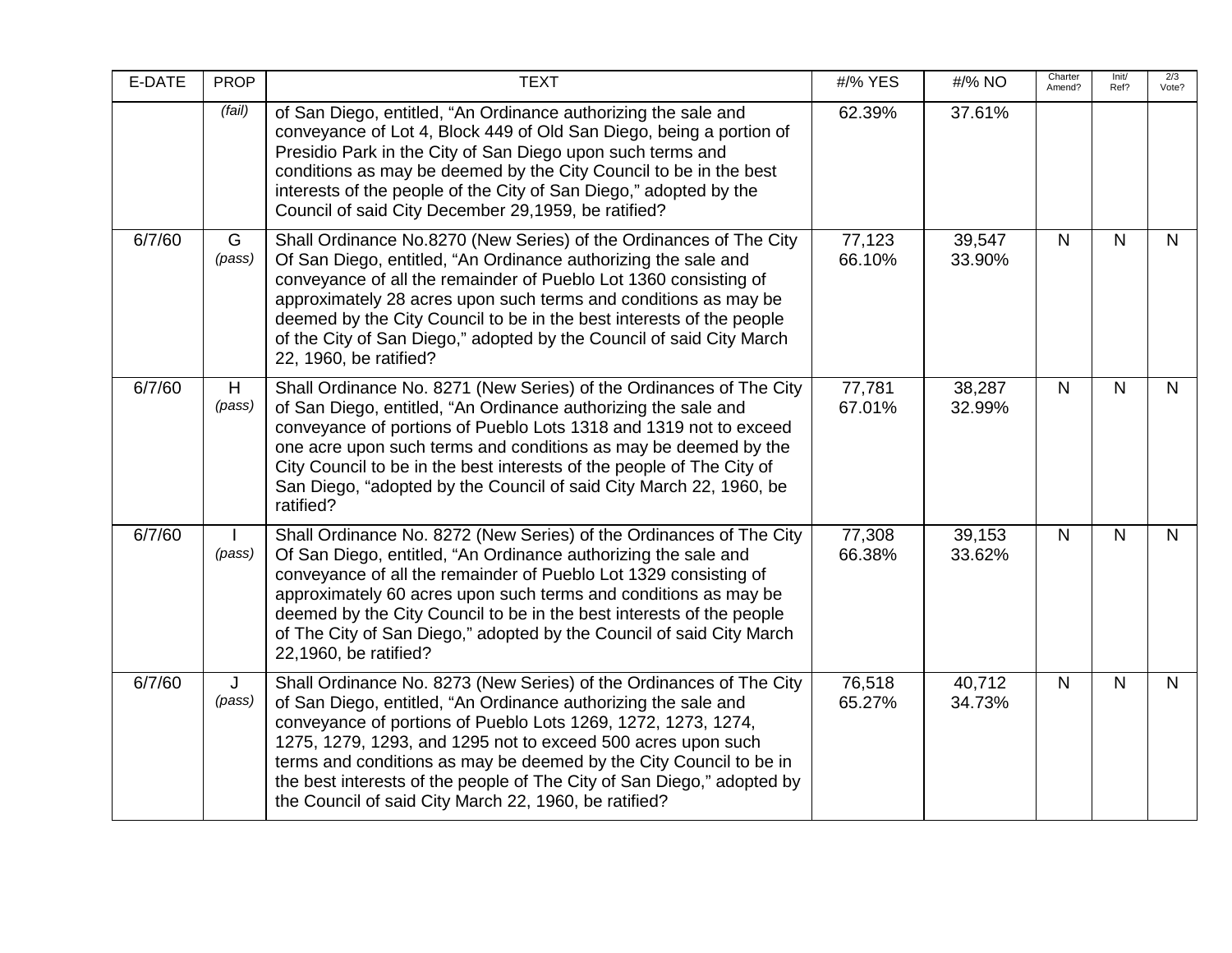| E-DATE | PROP | TEXT | #/% YES | #/% NO | Charter Amend? | Init/ Ref? | 2/3 Vote? |
|---|---|---|---|---|---|---|---|
| | *(fail)* | of San Diego, entitled, "An Ordinance authorizing the sale and conveyance of Lot 4, Block 449 of Old San Diego, being a portion of Presidio Park in the City of San Diego upon such terms and conditions as may be deemed by the City Council to be in the best interests of the people of the City of San Diego," adopted by the Council of said City December 29,1959, be ratified? | 62.39% | 37.61% | | | |
| 6/7/60 | G *(pass)* | Shall Ordinance No.8270 (New Series) of the Ordinances of The City Of San Diego, entitled, "An Ordinance authorizing the sale and conveyance of all the remainder of Pueblo Lot 1360 consisting of approximately 28 acres upon such terms and conditions as may be deemed by the City Council to be in the best interests of the people of the City of San Diego," adopted by the Council of said City March 22, 1960, be ratified? | 77,123 66.10% | 39,547 33.90% | N | N | N |
| 6/7/60 | H *(pass)* | Shall Ordinance No. 8271 (New Series) of the Ordinances of The City of San Diego, entitled, "An Ordinance authorizing the sale and conveyance of portions of Pueblo Lots 1318 and 1319 not to exceed one acre upon such terms and conditions as may be deemed by the City Council to be in the best interests of the people of The City of San Diego, "adopted by the Council of said City March 22, 1960, be ratified? | 77,781 67.01% | 38,287 32.99% | N | N | N |
| 6/7/60 | I *(pass)* | Shall Ordinance No. 8272 (New Series) of the Ordinances of The City Of San Diego, entitled, "An Ordinance authorizing the sale and conveyance of all the remainder of Pueblo Lot 1329 consisting of approximately 60 acres upon such terms and conditions as may be deemed by the City Council to be in the best interests of the people of The City of San Diego," adopted by the Council of said City March 22,1960, be ratified? | 77,308 66.38% | 39,153 33.62% | N | N | N |
| 6/7/60 | J *(pass)* | Shall Ordinance No. 8273 (New Series) of the Ordinances of The City of San Diego, entitled, "An Ordinance authorizing the sale and conveyance of portions of Pueblo Lots 1269, 1272, 1273, 1274, 1275, 1279, 1293, and 1295 not to exceed 500 acres upon such terms and conditions as may be deemed by the City Council to be in the best interests of the people of The City of San Diego," adopted by the Council of said City March 22, 1960, be ratified? | 76,518 65.27% | 40,712 34.73% | N | N | N |